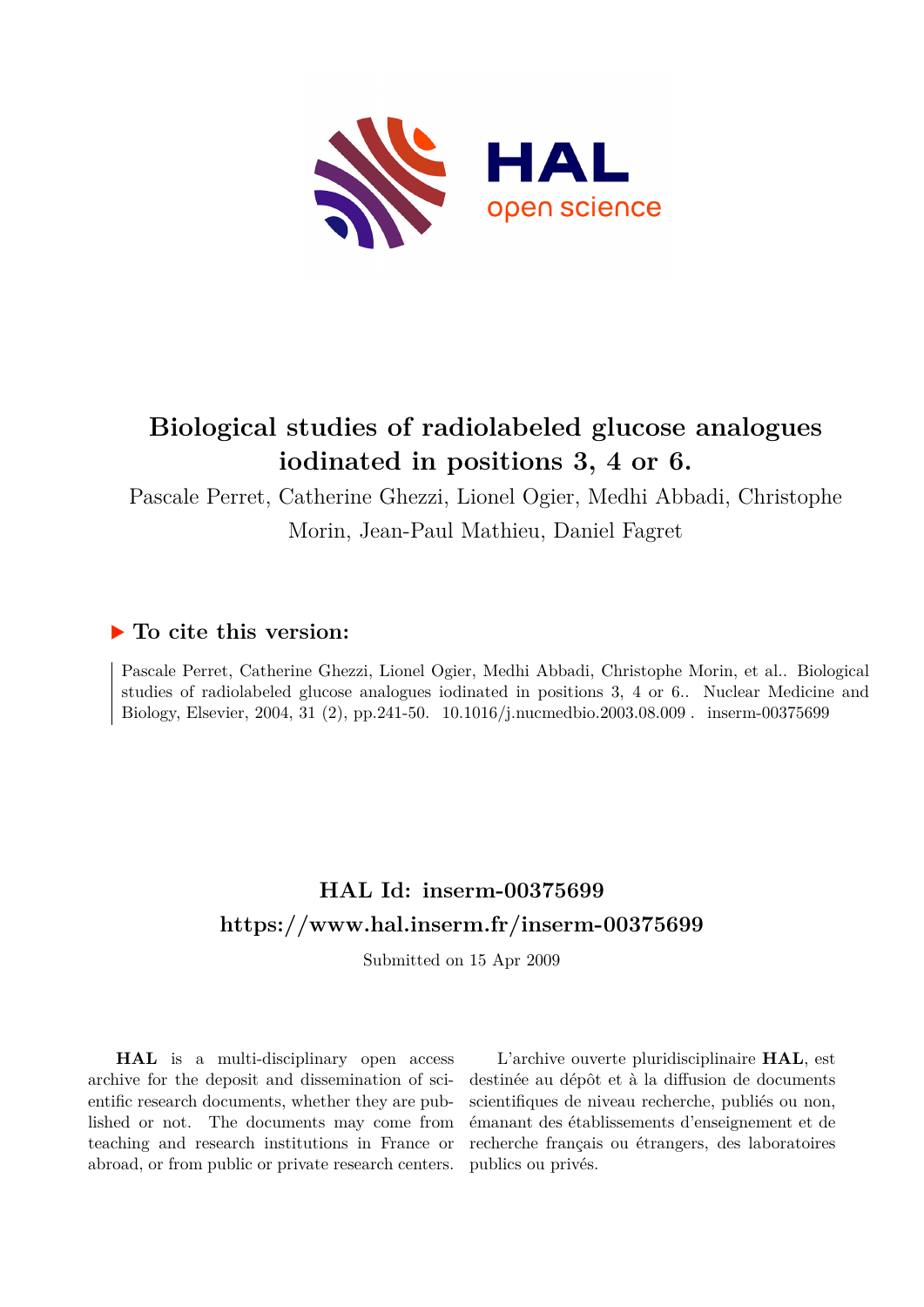# Biological studies of radiolabeled glucose analogues iodinated in positions 3, 4 or 6.

Pascale Perret, Catherine Ghezzi, Lionel Ogier, Medhi Abbadi, Christophe Morin, Jean-Paul Mathieu, Daniel Fagret

## ▶ To cite this version:

Pascale Perret, Catherine Ghezzi, Lionel Ogier, Medhi Abbadi, Christophe Morin, et al.. Biological studies of radiolabeled glucose analogues iodinated in positions 3, 4 or 6.. Nuclear Medicine and Biology, Elsevier, 2004, 31 (2), pp.241-50. 10.1016/j.nucmedbio.2003.08.009 . inserm-00375699

## HAL Id: inserm-00375699
## https://www.hal.inserm.fr/inserm-00375699

Submitted on 15 Apr 2009

**HAL** is a multi-disciplinary open access archive for the deposit and dissemination of scientific research documents, whether they are published or not. The documents may come from teaching and research institutions in France or abroad, or from public or private research centers.

L'archive ouverte pluridisciplinaire **HAL**, est destinée au dépôt et à la diffusion de documents scientifiques de niveau recherche, publiés ou non, émanant des établissements d'enseignement et de recherche français ou étrangers, des laboratoires publics ou privés.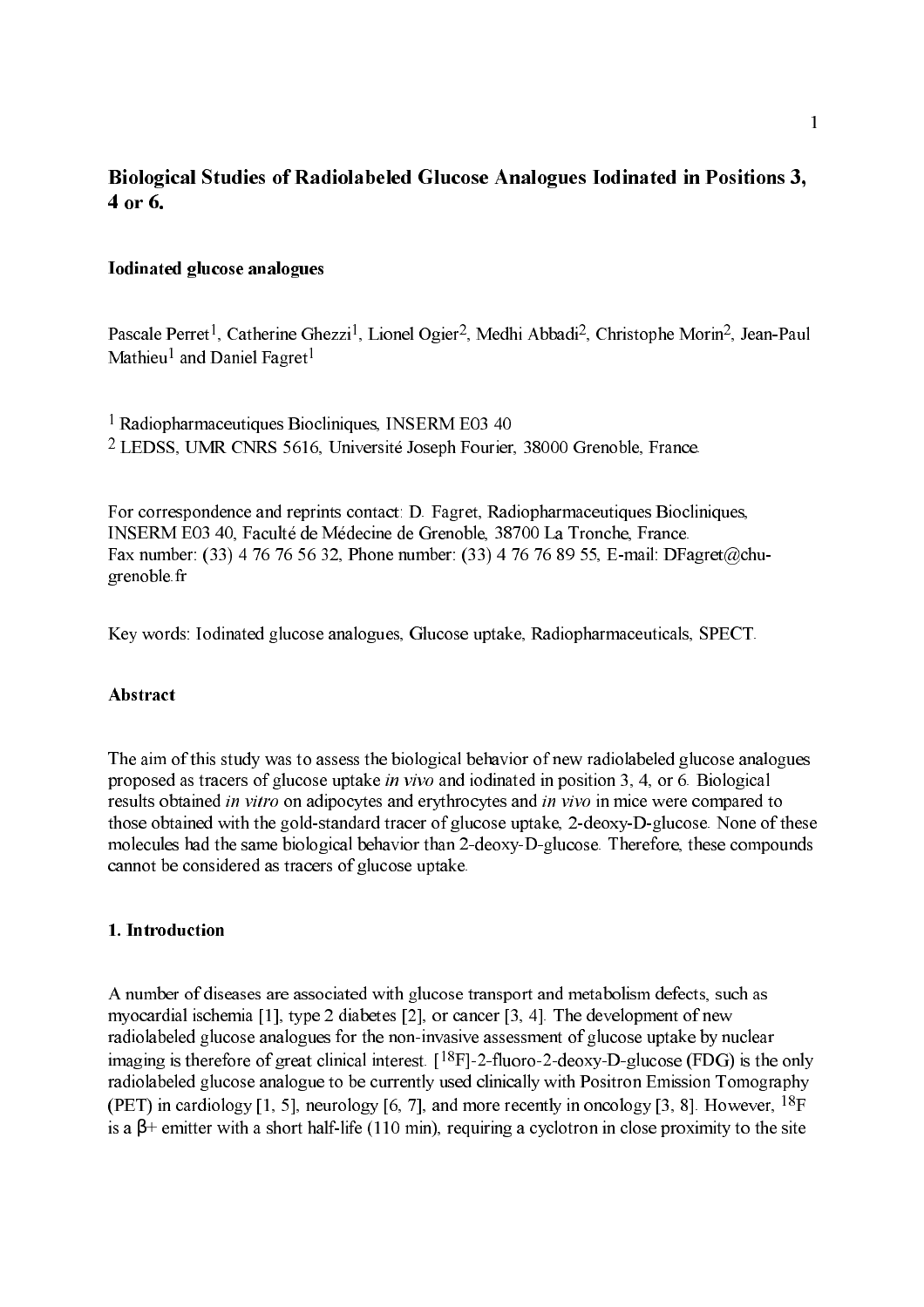# Biological Studies of Radiolabeled Glucose Analogues Iodinated in Positions 3, 4 or 6.

**Iodinated glucose analogues**

Pascale Perret[1], Catherine Ghezzi[1], Lionel Ogier[2], Medhi Abbadi[2], Christophe Morin[2], Jean-Paul Mathieu[1] and Daniel Fagret[1]

[1] Radiopharmaceutiques Biocliniques, INSERM E03 40
[2] LEDSS, UMR CNRS 5616, Université Joseph Fourier, 38000 Grenoble, France.

For correspondence and reprints contact: D. Fagret, Radiopharmaceutiques Biocliniques, INSERM E03 40, Faculté de Médecine de Grenoble, 38700 La Tronche, France.
Fax number: (33) 4 76 76 56 32, Phone number: (33) 4 76 76 89 55, E-mail: DFagret@chu-grenoble.fr

Key words: Iodinated glucose analogues, Glucose uptake, Radiopharmaceuticals, SPECT.

## Abstract

The aim of this study was to assess the biological behavior of new radiolabeled glucose analogues proposed as tracers of glucose uptake *in vivo* and iodinated in position 3, 4, or 6. Biological results obtained *in vitro* on adipocytes and erythrocytes and *in vivo* in mice were compared to those obtained with the gold-standard tracer of glucose uptake, 2-deoxy-D-glucose. None of these molecules had the same biological behavior than 2-deoxy-D-glucose. Therefore, these compounds cannot be considered as tracers of glucose uptake.

## 1. Introduction

A number of diseases are associated with glucose transport and metabolism defects, such as myocardial ischemia [1], type 2 diabetes [2], or cancer [3, 4]. The development of new radiolabeled glucose analogues for the non-invasive assessment of glucose uptake by nuclear imaging is therefore of great clinical interest. [$^{18}$F]-2-fluoro-2-deoxy-D-glucose (FDG) is the only radiolabeled glucose analogue to be currently used clinically with Positron Emission Tomography (PET) in cardiology [1, 5], neurology [6, 7], and more recently in oncology [3, 8]. However, $^{18}$F is a $\beta$+ emitter with a short half-life (110 min), requiring a cyclotron in close proximity to the site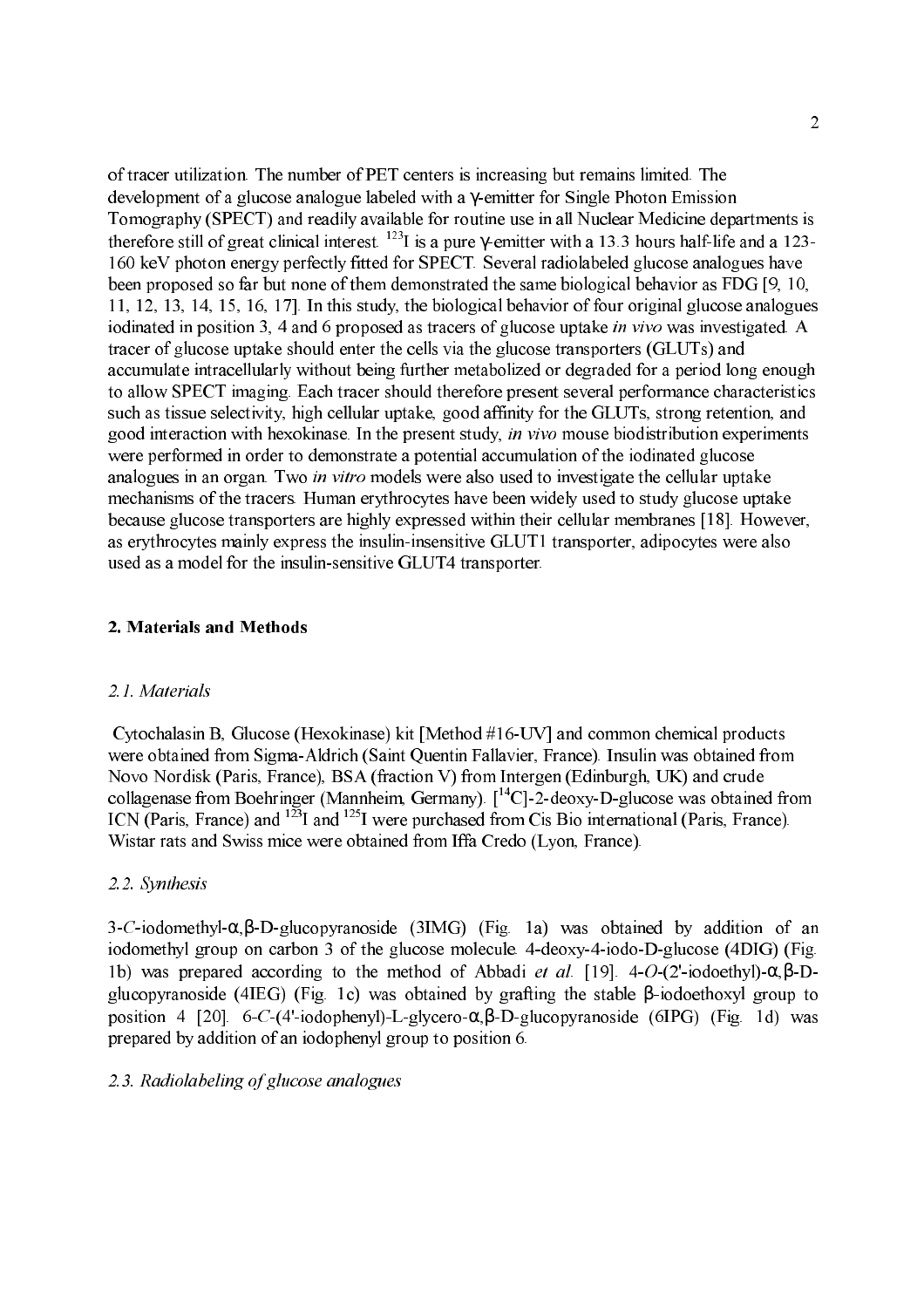of tracer utilization. The number of PET centers is increasing but remains limited. The development of a glucose analogue labeled with a γ-emitter for Single Photon Emission Tomography (SPECT) and readily available for routine use in all Nuclear Medicine departments is therefore still of great clinical interest. $^{123}$I is a pure γ-emitter with a 13.3 hours half-life and a 123-160 keV photon energy perfectly fitted for SPECT. Several radiolabeled glucose analogues have been proposed so far but none of them demonstrated the same biological behavior as FDG [9, 10, 11, 12, 13, 14, 15, 16, 17]. In this study, the biological behavior of four original glucose analogues iodinated in position 3, 4 and 6 proposed as tracers of glucose uptake *in vivo* was investigated. A tracer of glucose uptake should enter the cells via the glucose transporters (GLUTs) and accumulate intracellularly without being further metabolized or degraded for a period long enough to allow SPECT imaging. Each tracer should therefore present several performance characteristics such as tissue selectivity, high cellular uptake, good affinity for the GLUTs, strong retention, and good interaction with hexokinase. In the present study, *in vivo* mouse biodistribution experiments were performed in order to demonstrate a potential accumulation of the iodinated glucose analogues in an organ. Two *in vitro* models were also used to investigate the cellular uptake mechanisms of the tracers. Human erythrocytes have been widely used to study glucose uptake because glucose transporters are highly expressed within their cellular membranes [18]. However, as erythrocytes mainly express the insulin-insensitive GLUT1 transporter, adipocytes were also used as a model for the insulin-sensitive GLUT4 transporter.

## 2. Materials and Methods

### *2.1. Materials*

Cytochalasin B, Glucose (Hexokinase) kit [Method #16-UV] and common chemical products were obtained from Sigma-Aldrich (Saint Quentin Fallavier, France). Insulin was obtained from Novo Nordisk (Paris, France), BSA (fraction V) from Intergen (Edinburgh, UK) and crude collagenase from Boehringer (Mannheim, Germany). [$^{14}$C]-2-deoxy-D-glucose was obtained from ICN (Paris, France) and $^{123}$I and $^{125}$I were purchased from Cis Bio international (Paris, France). Wistar rats and Swiss mice were obtained from Iffa Credo (Lyon, France).

### *2.2. Synthesis*

3-*C*-iodomethyl-α,β-D-glucopyranoside (3IMG) (Fig. 1a) was obtained by addition of an iodomethyl group on carbon 3 of the glucose molecule. 4-deoxy-4-iodo-D-glucose (4DIG) (Fig. 1b) was prepared according to the method of Abbadi *et al.* [19]. 4-*O*-(2'-iodoethyl)-α,β-D-glucopyranoside (4IEG) (Fig. 1c) was obtained by grafting the stable β-iodoethoxyl group to position 4 [20]. 6-*C*-(4'-iodophenyl)-L-glycero-α,β-D-glucopyranoside (6IPG) (Fig. 1d) was prepared by addition of an iodophenyl group to position 6.

### *2.3. Radiolabeling of glucose analogues*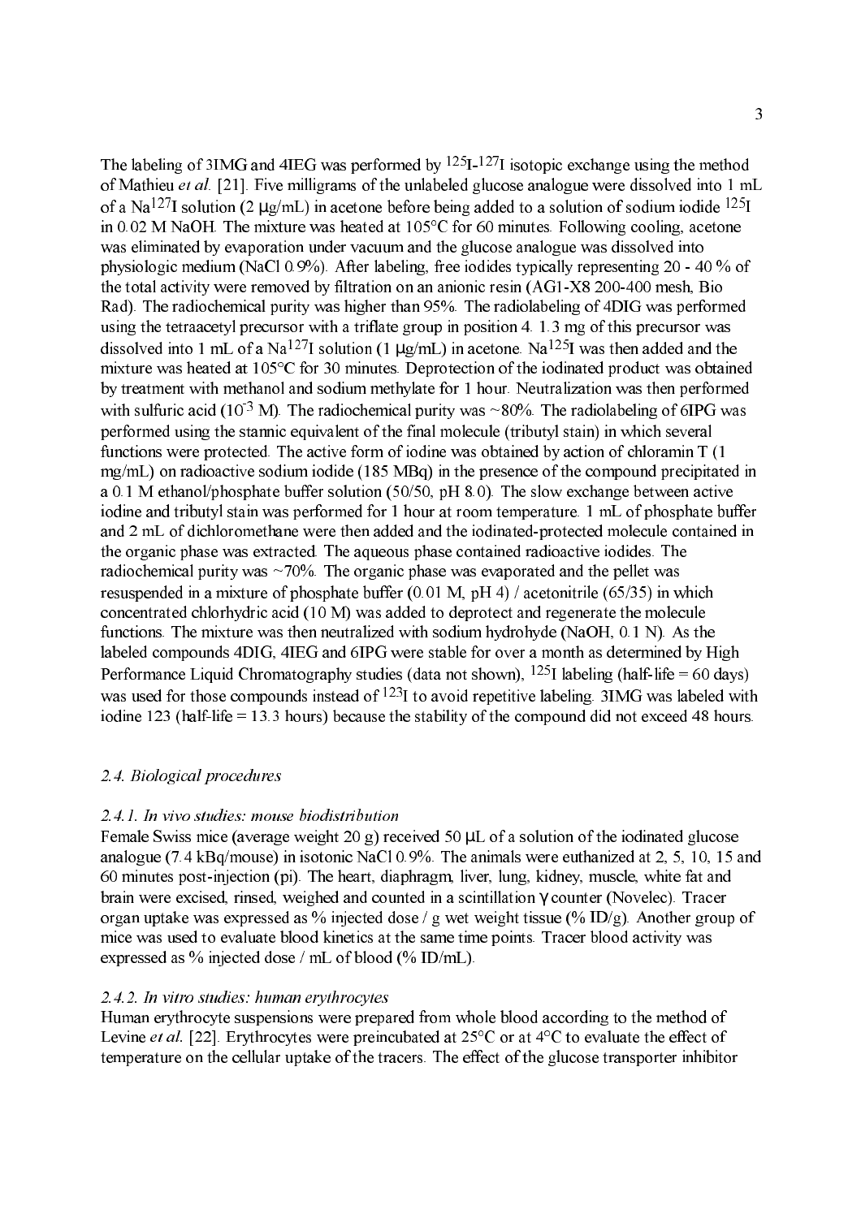The labeling of 3IMG and 4IEG was performed by $^{125}I$-$^{127}I$ isotopic exchange using the method of Mathieu *et al.* [21]. Five milligrams of the unlabeled glucose analogue were dissolved into 1 mL of a $Na^{127}I$ solution (2 µg/mL) in acetone before being added to a solution of sodium iodide $^{125}I$ in 0.02 M NaOH. The mixture was heated at 105°C for 60 minutes. Following cooling, acetone was eliminated by evaporation under vacuum and the glucose analogue was dissolved into physiologic medium (NaCl 0.9%). After labeling, free iodides typically representing 20 - 40 % of the total activity were removed by filtration on an anionic resin (AG1-X8 200-400 mesh, Bio Rad). The radiochemical purity was higher than 95%. The radiolabeling of 4DIG was performed using the tetraacetyl precursor with a triflate group in position 4. 1.3 mg of this precursor was dissolved into 1 mL of a $Na^{127}I$ solution (1 µg/mL) in acetone. $Na^{125}I$ was then added and the mixture was heated at 105°C for 30 minutes. Deprotection of the iodinated product was obtained by treatment with methanol and sodium methylate for 1 hour. Neutralization was then performed with sulfuric acid ($10^{-3}$ M). The radiochemical purity was ~80%. The radiolabeling of 6IPG was performed using the stannic equivalent of the final molecule (tributyl stain) in which several functions were protected. The active form of iodine was obtained by action of chloramin T (1 mg/mL) on radioactive sodium iodide (185 MBq) in the presence of the compound precipitated in a 0.1 M ethanol/phosphate buffer solution (50/50, pH 8.0). The slow exchange between active iodine and tributyl stain was performed for 1 hour at room temperature. 1 mL of phosphate buffer and 2 mL of dichloromethane were then added and the iodinated-protected molecule contained in the organic phase was extracted. The aqueous phase contained radioactive iodides. The radiochemical purity was ~70%. The organic phase was evaporated and the pellet was resuspended in a mixture of phosphate buffer (0.01 M, pH 4) / acetonitrile (65/35) in which concentrated chlorhydric acid (10 M) was added to deprotect and regenerate the molecule functions. The mixture was then neutralized with sodium hydrohyde (NaOH, 0.1 N). As the labeled compounds 4DIG, 4IEG and 6IPG were stable for over a month as determined by High Performance Liquid Chromatography studies (data not shown), $^{125}I$ labeling (half-life = 60 days) was used for those compounds instead of $^{123}I$ to avoid repetitive labeling. 3IMG was labeled with iodine 123 (half-life = 13.3 hours) because the stability of the compound did not exceed 48 hours.

### *2.4. Biological procedures*

#### *2.4.1. In vivo studies: mouse biodistribution*

Female Swiss mice (average weight 20 g) received 50 µL of a solution of the iodinated glucose analogue (7.4 kBq/mouse) in isotonic NaCl 0.9%. The animals were euthanized at 2, 5, 10, 15 and 60 minutes post-injection (pi). The heart, diaphragm, liver, lung, kidney, muscle, white fat and brain were excised, rinsed, weighed and counted in a scintillation γ counter (Novelec). Tracer organ uptake was expressed as % injected dose / g wet weight tissue (% ID/g). Another group of mice was used to evaluate blood kinetics at the same time points. Tracer blood activity was expressed as % injected dose / mL of blood (% ID/mL).

#### *2.4.2. In vitro studies: human erythrocytes*

Human erythrocyte suspensions were prepared from whole blood according to the method of Levine *et al.* [22]. Erythrocytes were preincubated at 25°C or at 4°C to evaluate the effect of temperature on the cellular uptake of the tracers. The effect of the glucose transporter inhibitor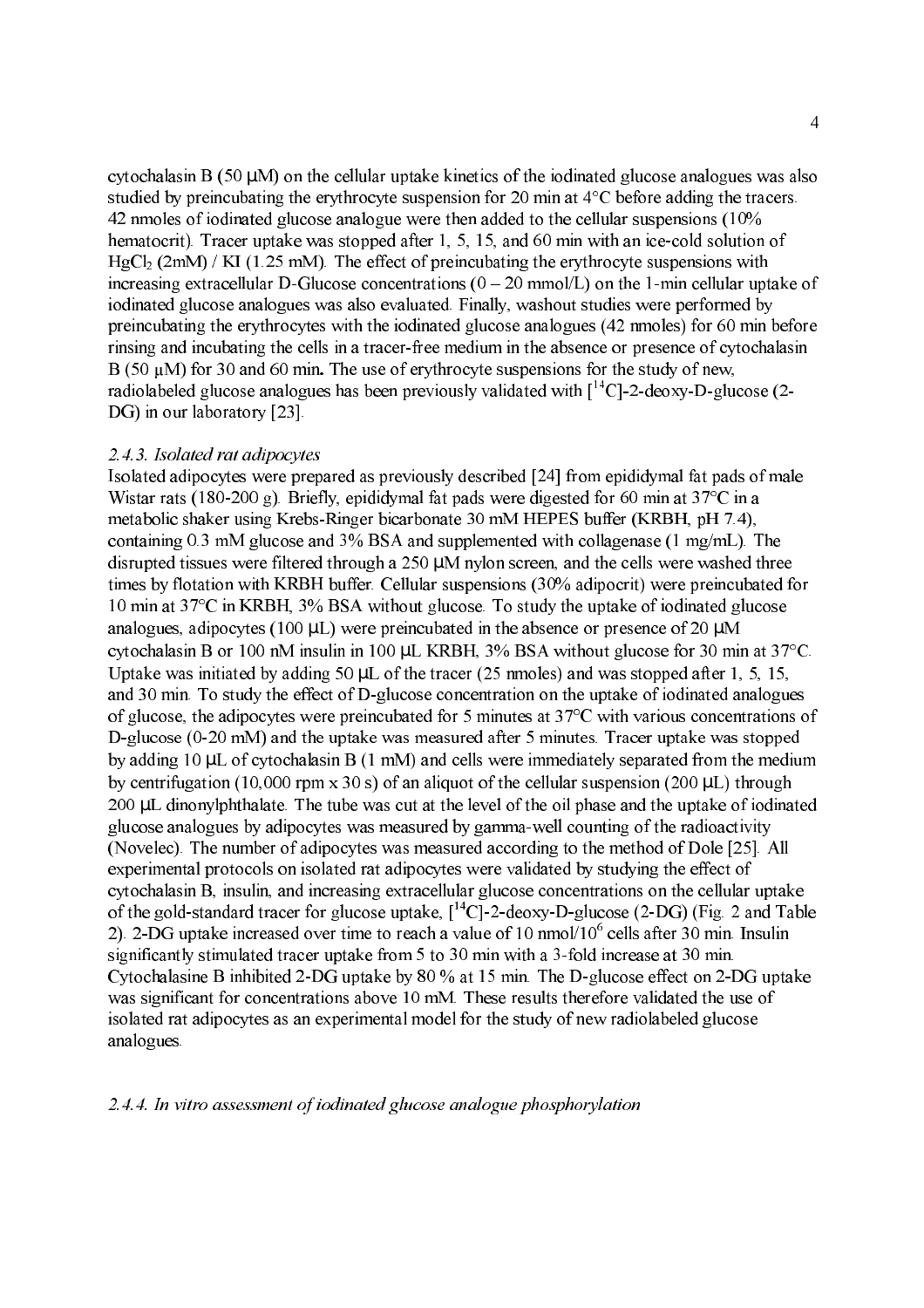cytochalasin B (50 µM) on the cellular uptake kinetics of the iodinated glucose analogues was also studied by preincubating the erythrocyte suspension for 20 min at 4°C before adding the tracers. 42 nmoles of iodinated glucose analogue were then added to the cellular suspensions (10% hematocrit). Tracer uptake was stopped after 1, 5, 15, and 60 min with an ice-cold solution of $HgCl_2$ (2mM) / KI (1.25 mM). The effect of preincubating the erythrocyte suspensions with increasing extracellular D-Glucose concentrations (0 – 20 mmol/L) on the 1-min cellular uptake of iodinated glucose analogues was also evaluated. Finally, washout studies were performed by preincubating the erythrocytes with the iodinated glucose analogues (42 nmoles) for 60 min before rinsing and incubating the cells in a tracer-free medium in the absence or presence of cytochalasin B (50 µM) for 30 and 60 min**.** The use of erythrocyte suspensions for the study of new, radiolabeled glucose analogues has been previously validated with [$^{14}$C]-2-deoxy-D-glucose (2-DG) in our laboratory [23].

### *2.4.3. Isolated rat adipocytes*

Isolated adipocytes were prepared as previously described [24] from epididymal fat pads of male Wistar rats (180-200 g). Briefly, epididymal fat pads were digested for 60 min at 37°C in a metabolic shaker using Krebs-Ringer bicarbonate 30 mM HEPES buffer (KRBH, pH 7.4), containing 0.3 mM glucose and 3% BSA and supplemented with collagenase (1 mg/mL). The disrupted tissues were filtered through a 250 µM nylon screen, and the cells were washed three times by flotation with KRBH buffer. Cellular suspensions (30% adipocrit) were preincubated for 10 min at 37°C in KRBH, 3% BSA without glucose. To study the uptake of iodinated glucose analogues, adipocytes (100 µL) were preincubated in the absence or presence of 20 µM cytochalasin B or 100 nM insulin in 100 µL KRBH, 3% BSA without glucose for 30 min at 37°C. Uptake was initiated by adding 50 µL of the tracer (25 nmoles) and was stopped after 1, 5, 15, and 30 min. To study the effect of D-glucose concentration on the uptake of iodinated analogues of glucose, the adipocytes were preincubated for 5 minutes at 37°C with various concentrations of D-glucose (0-20 mM) and the uptake was measured after 5 minutes. Tracer uptake was stopped by adding 10 µL of cytochalasin B (1 mM) and cells were immediately separated from the medium by centrifugation (10,000 rpm x 30 s) of an aliquot of the cellular suspension (200 µL) through 200 µL dinonylphthalate. The tube was cut at the level of the oil phase and the uptake of iodinated glucose analogues by adipocytes was measured by gamma-well counting of the radioactivity (Novelec). The number of adipocytes was measured according to the method of Dole [25]. All experimental protocols on isolated rat adipocytes were validated by studying the effect of cytochalasin B, insulin, and increasing extracellular glucose concentrations on the cellular uptake of the gold-standard tracer for glucose uptake, [$^{14}$C]-2-deoxy-D-glucose (2-DG) (Fig. 2 and Table 2). 2-DG uptake increased over time to reach a value of 10 nmol/$10^6$ cells after 30 min. Insulin significantly stimulated tracer uptake from 5 to 30 min with a 3-fold increase at 30 min. Cytochalasine B inhibited 2-DG uptake by 80 % at 15 min. The D-glucose effect on 2-DG uptake was significant for concentrations above 10 mM. These results therefore validated the use of isolated rat adipocytes as an experimental model for the study of new radiolabeled glucose analogues.

### *2.4.4. In vitro assessment of iodinated glucose analogue phosphorylation*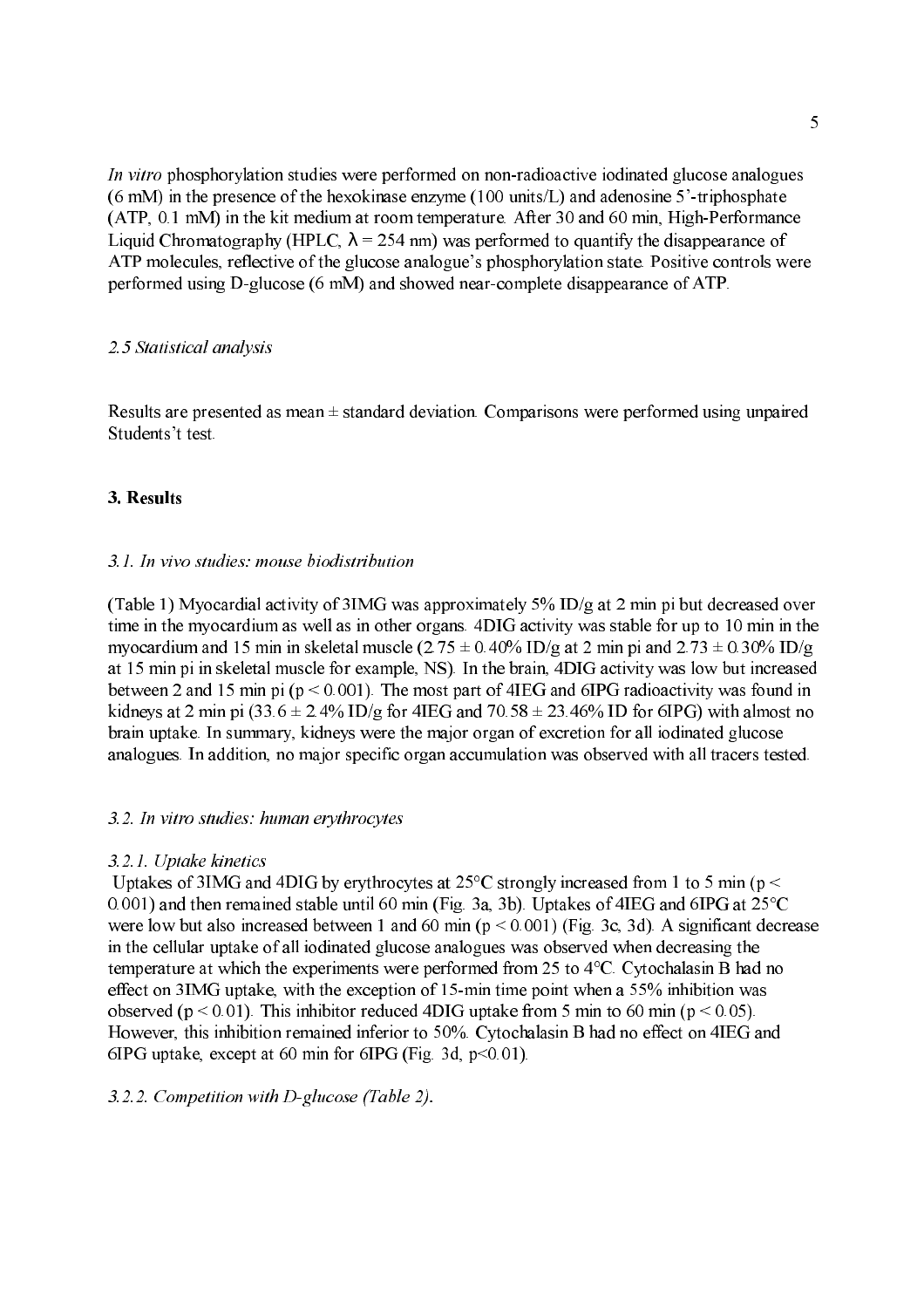*In vitro* phosphorylation studies were performed on non-radioactive iodinated glucose analogues (6 mM) in the presence of the hexokinase enzyme (100 units/L) and adenosine 5'-triphosphate (ATP, 0.1 mM) in the kit medium at room temperature. After 30 and 60 min, High-Performance Liquid Chromatography (HPLC, $\lambda = 254$ nm) was performed to quantify the disappearance of ATP molecules, reflective of the glucose analogue's phosphorylation state. Positive controls were performed using D-glucose (6 mM) and showed near-complete disappearance of ATP.

### *2.5 Statistical analysis*

Results are presented as mean ± standard deviation. Comparisons were performed using unpaired Students't test.

## 3. Results

### *3.1. In vivo studies: mouse biodistribution*

(Table 1) Myocardial activity of 3IMG was approximately 5% ID/g at 2 min pi but decreased over time in the myocardium as well as in other organs. 4DIG activity was stable for up to 10 min in the myocardium and 15 min in skeletal muscle (2.75 ± 0.40% ID/g at 2 min pi and 2.73 ± 0.30% ID/g at 15 min pi in skeletal muscle for example, NS). In the brain, 4DIG activity was low but increased between 2 and 15 min pi ($p < 0.001$). The most part of 4IEG and 6IPG radioactivity was found in kidneys at 2 min pi (33.6 ± 2.4% ID/g for 4IEG and 70.58 ± 23.46% ID for 6IPG) with almost no brain uptake. In summary, kidneys were the major organ of excretion for all iodinated glucose analogues. In addition, no major specific organ accumulation was observed with all tracers tested.

### *3.2. In vitro studies: human erythrocytes*

#### *3.2.1. Uptake kinetics*

Uptakes of 3IMG and 4DIG by erythrocytes at 25°C strongly increased from 1 to 5 min ($p < 0.001$) and then remained stable until 60 min (Fig. 3a, 3b). Uptakes of 4IEG and 6IPG at 25°C were low but also increased between 1 and 60 min ($p < 0.001$) (Fig. 3c, 3d). A significant decrease in the cellular uptake of all iodinated glucose analogues was observed when decreasing the temperature at which the experiments were performed from 25 to 4°C. Cytochalasin B had no effect on 3IMG uptake, with the exception of 15-min time point when a 55% inhibition was observed ($p < 0.01$). This inhibitor reduced 4DIG uptake from 5 min to 60 min ($p < 0.05$). However, this inhibition remained inferior to 50%. Cytochalasin B had no effect on 4IEG and 6IPG uptake, except at 60 min for 6IPG (Fig. 3d, $p<0.01$).

#### *3.2.2. Competition with D-glucose (Table 2).*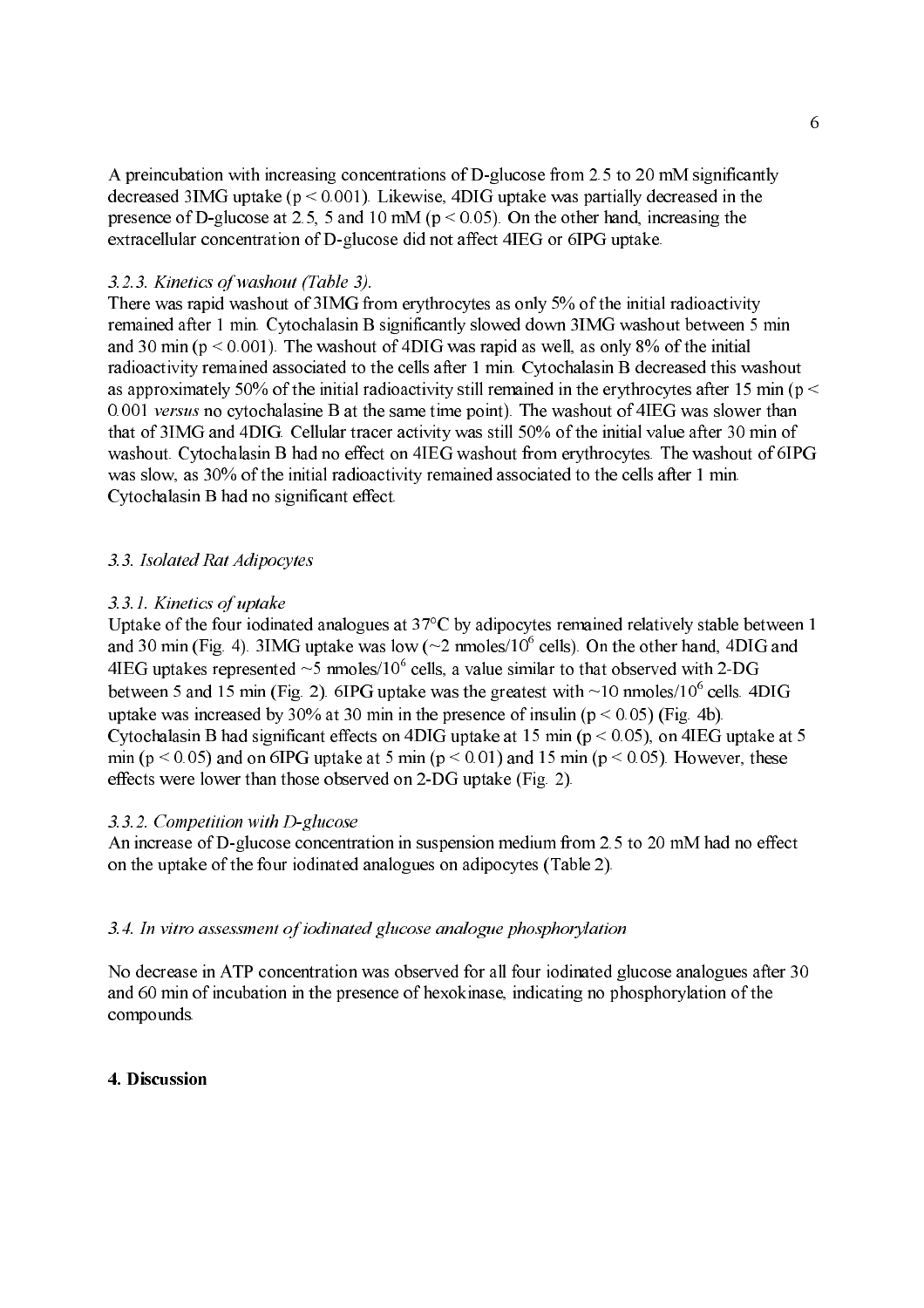A preincubation with increasing concentrations of D-glucose from 2.5 to 20 mM significantly decreased 3IMG uptake ($p < 0.001$). Likewise, 4DIG uptake was partially decreased in the presence of D-glucose at 2.5, 5 and 10 mM ($p < 0.05$). On the other hand, increasing the extracellular concentration of D-glucose did not affect 4IEG or 6IPG uptake.

#### *3.2.3. Kinetics of washout (Table 3).*

There was rapid washout of 3IMG from erythrocytes as only 5% of the initial radioactivity remained after 1 min. Cytochalasin B significantly slowed down 3IMG washout between 5 min and 30 min ($p < 0.001$). The washout of 4DIG was rapid as well, as only 8% of the initial radioactivity remained associated to the cells after 1 min. Cytochalasin B decreased this washout as approximately 50% of the initial radioactivity still remained in the erythrocytes after 15 min ($p < 0.001$ *versus* no cytochalasine B at the same time point). The washout of 4IEG was slower than that of 3IMG and 4DIG. Cellular tracer activity was still 50% of the initial value after 30 min of washout. Cytochalasin B had no effect on 4IEG washout from erythrocytes. The washout of 6IPG was slow, as 30% of the initial radioactivity remained associated to the cells after 1 min. Cytochalasin B had no significant effect.

### *3.3. Isolated Rat Adipocytes*

#### *3.3.1. Kinetics of uptake*

Uptake of the four iodinated analogues at 37°C by adipocytes remained relatively stable between 1 and 30 min (Fig. 4). 3IMG uptake was low (~2 nmoles/$10^6$ cells). On the other hand, 4DIG and 4IEG uptakes represented ~5 nmoles/$10^6$ cells, a value similar to that observed with 2-DG between 5 and 15 min (Fig. 2). 6IPG uptake was the greatest with ~10 nmoles/$10^6$ cells. 4DIG uptake was increased by 30% at 30 min in the presence of insulin ($p < 0.05$) (Fig. 4b). Cytochalasin B had significant effects on 4DIG uptake at 15 min ($p < 0.05$), on 4IEG uptake at 5 min ($p < 0.05$) and on 6IPG uptake at 5 min ($p < 0.01$) and 15 min ($p < 0.05$). However, these effects were lower than those observed on 2-DG uptake (Fig. 2).

#### *3.3.2. Competition with D-glucose*

An increase of D-glucose concentration in suspension medium from 2.5 to 20 mM had no effect on the uptake of the four iodinated analogues on adipocytes (Table 2).

### *3.4. In vitro assessment of iodinated glucose analogue phosphorylation*

No decrease in ATP concentration was observed for all four iodinated glucose analogues after 30 and 60 min of incubation in the presence of hexokinase, indicating no phosphorylation of the compounds.

## 4. Discussion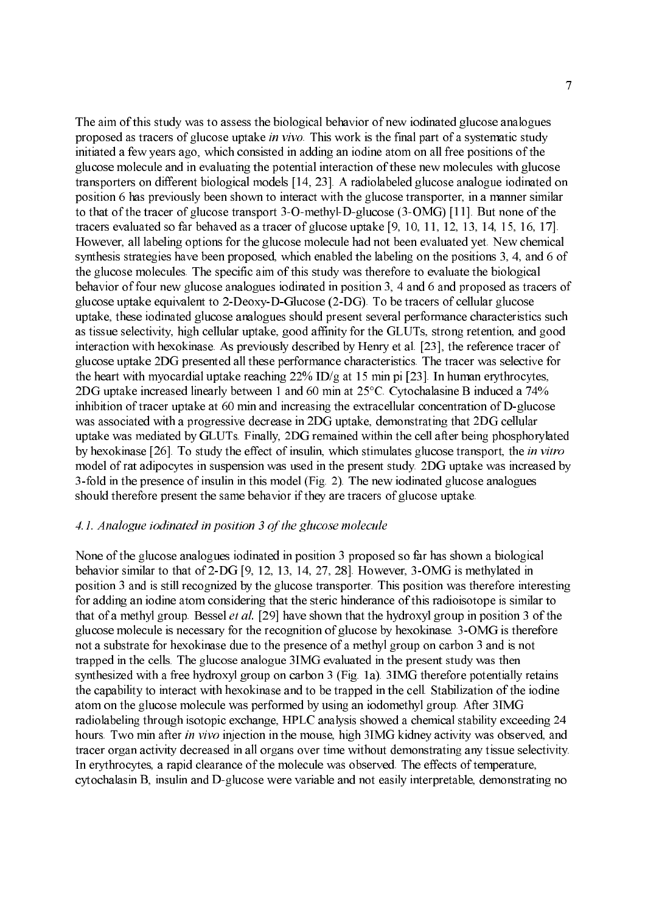The aim of this study was to assess the biological behavior of new iodinated glucose analogues proposed as tracers of glucose uptake *in vivo*. This work is the final part of a systematic study initiated a few years ago, which consisted in adding an iodine atom on all free positions of the glucose molecule and in evaluating the potential interaction of these new molecules with glucose transporters on different biological models [14, 23]. A radiolabeled glucose analogue iodinated on position 6 has previously been shown to interact with the glucose transporter, in a manner similar to that of the tracer of glucose transport 3-O-methyl-D-glucose (3-OMG) [11]. But none of the tracers evaluated so far behaved as a tracer of glucose uptake [9, 10, 11, 12, 13, 14, 15, 16, 17]. However, all labeling options for the glucose molecule had not been evaluated yet. New chemical synthesis strategies have been proposed, which enabled the labeling on the positions 3, 4, and 6 of the glucose molecules. The specific aim of this study was therefore to evaluate the biological behavior of four new glucose analogues iodinated in position 3, 4 and 6 and proposed as tracers of glucose uptake equivalent to 2-Deoxy-D-Glucose (2-DG). To be tracers of cellular glucose uptake, these iodinated glucose analogues should present several performance characteristics such as tissue selectivity, high cellular uptake, good affinity for the GLUTs, strong retention, and good interaction with hexokinase. As previously described by Henry et al. [23], the reference tracer of glucose uptake 2DG presented all these performance characteristics. The tracer was selective for the heart with myocardial uptake reaching 22% ID/g at 15 min pi [23]. In human erythrocytes, 2DG uptake increased linearly between 1 and 60 min at 25°C. Cytochalasine B induced a 74% inhibition of tracer uptake at 60 min and increasing the extracellular concentration of D-glucose was associated with a progressive decrease in 2DG uptake, demonstrating that 2DG cellular uptake was mediated by GLUTs. Finally, 2DG remained within the cell after being phosphorylated by hexokinase [26]. To study the effect of insulin, which stimulates glucose transport, the *in vitro* model of rat adipocytes in suspension was used in the present study. 2DG uptake was increased by 3-fold in the presence of insulin in this model (Fig. 2). The new iodinated glucose analogues should therefore present the same behavior if they are tracers of glucose uptake.

### *4.1. Analogue iodinated in position 3 of the glucose molecule*

None of the glucose analogues iodinated in position 3 proposed so far has shown a biological behavior similar to that of 2-DG [9, 12, 13, 14, 27, 28]. However, 3-OMG is methylated in position 3 and is still recognized by the glucose transporter. This position was therefore interesting for adding an iodine atom considering that the steric hinderance of this radioisotope is similar to that of a methyl group. Bessel *et al.* [29] have shown that the hydroxyl group in position 3 of the glucose molecule is necessary for the recognition of glucose by hexokinase. 3-OMG is therefore not a substrate for hexokinase due to the presence of a methyl group on carbon 3 and is not trapped in the cells. The glucose analogue 3IMG evaluated in the present study was then synthesized with a free hydroxyl group on carbon 3 (Fig. 1a). 3IMG therefore potentially retains the capability to interact with hexokinase and to be trapped in the cell. Stabilization of the iodine atom on the glucose molecule was performed by using an iodomethyl group. After 3IMG radiolabeling through isotopic exchange, HPLC analysis showed a chemical stability exceeding 24 hours. Two min after *in vivo* injection in the mouse, high 3IMG kidney activity was observed, and tracer organ activity decreased in all organs over time without demonstrating any tissue selectivity. In erythrocytes, a rapid clearance of the molecule was observed. The effects of temperature, cytochalasin B, insulin and D-glucose were variable and not easily interpretable, demonstrating no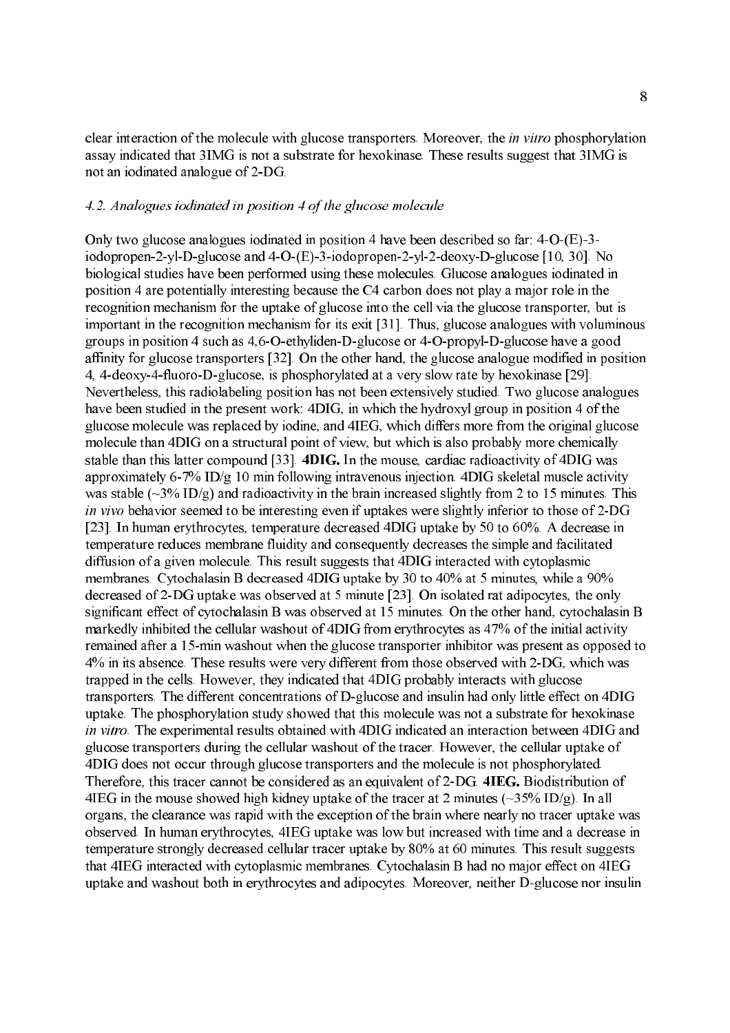clear interaction of the molecule with glucose transporters. Moreover, the *in vitro* phosphorylation assay indicated that 3IMG is not a substrate for hexokinase. These results suggest that 3IMG is not an iodinated analogue of 2-DG.

### *4.2. Analogues iodinated in position 4 of the glucose molecule*

Only two glucose analogues iodinated in position 4 have been described so far: 4-O-(E)-3-iodopropen-2-yl-D-glucose and 4-O-(E)-3-iodopropen-2-yl-2-deoxy-D-glucose [10, 30]. No biological studies have been performed using these molecules. Glucose analogues iodinated in position 4 are potentially interesting because the C4 carbon does not play a major role in the recognition mechanism for the uptake of glucose into the cell via the glucose transporter, but is important in the recognition mechanism for its exit [31]. Thus, glucose analogues with voluminous groups in position 4 such as 4,6-O-ethyliden-D-glucose or 4-O-propyl-D-glucose have a good affinity for glucose transporters [32]. On the other hand, the glucose analogue modified in position 4, 4-deoxy-4-fluoro-D-glucose, is phosphorylated at a very slow rate by hexokinase [29]. Nevertheless, this radiolabeling position has not been extensively studied. Two glucose analogues have been studied in the present work: 4DIG, in which the hydroxyl group in position 4 of the glucose molecule was replaced by iodine, and 4IEG, which differs more from the original glucose molecule than 4DIG on a structural point of view, but which is also probably more chemically stable than this latter compound [33]. **4DIG.** In the mouse, cardiac radioactivity of 4DIG was approximately 6-7% ID/g 10 min following intravenous injection. 4DIG skeletal muscle activity was stable (~3% ID/g) and radioactivity in the brain increased slightly from 2 to 15 minutes. This *in vivo* behavior seemed to be interesting even if uptakes were slightly inferior to those of 2-DG [23]. In human erythrocytes, temperature decreased 4DIG uptake by 50 to 60%. A decrease in temperature reduces membrane fluidity and consequently decreases the simple and facilitated diffusion of a given molecule. This result suggests that 4DIG interacted with cytoplasmic membranes. Cytochalasin B decreased 4DIG uptake by 30 to 40% at 5 minutes, while a 90% decreased of 2-DG uptake was observed at 5 minute [23]. On isolated rat adipocytes, the only significant effect of cytochalasin B was observed at 15 minutes. On the other hand, cytochalasin B markedly inhibited the cellular washout of 4DIG from erythrocytes as 47% of the initial activity remained after a 15-min washout when the glucose transporter inhibitor was present as opposed to 4% in its absence. These results were very different from those observed with 2-DG, which was trapped in the cells. However, they indicated that 4DIG probably interacts with glucose transporters. The different concentrations of D-glucose and insulin had only little effect on 4DIG uptake. The phosphorylation study showed that this molecule was not a substrate for hexokinase *in vitro*. The experimental results obtained with 4DIG indicated an interaction between 4DIG and glucose transporters during the cellular washout of the tracer. However, the cellular uptake of 4DIG does not occur through glucose transporters and the molecule is not phosphorylated. Therefore, this tracer cannot be considered as an equivalent of 2-DG. **4IEG.** Biodistribution of 4IEG in the mouse showed high kidney uptake of the tracer at 2 minutes (~35% ID/g). In all organs, the clearance was rapid with the exception of the brain where nearly no tracer uptake was observed. In human erythrocytes, 4IEG uptake was low but increased with time and a decrease in temperature strongly decreased cellular tracer uptake by 80% at 60 minutes. This result suggests that 4IEG interacted with cytoplasmic membranes. Cytochalasin B had no major effect on 4IEG uptake and washout both in erythrocytes and adipocytes. Moreover, neither D-glucose nor insulin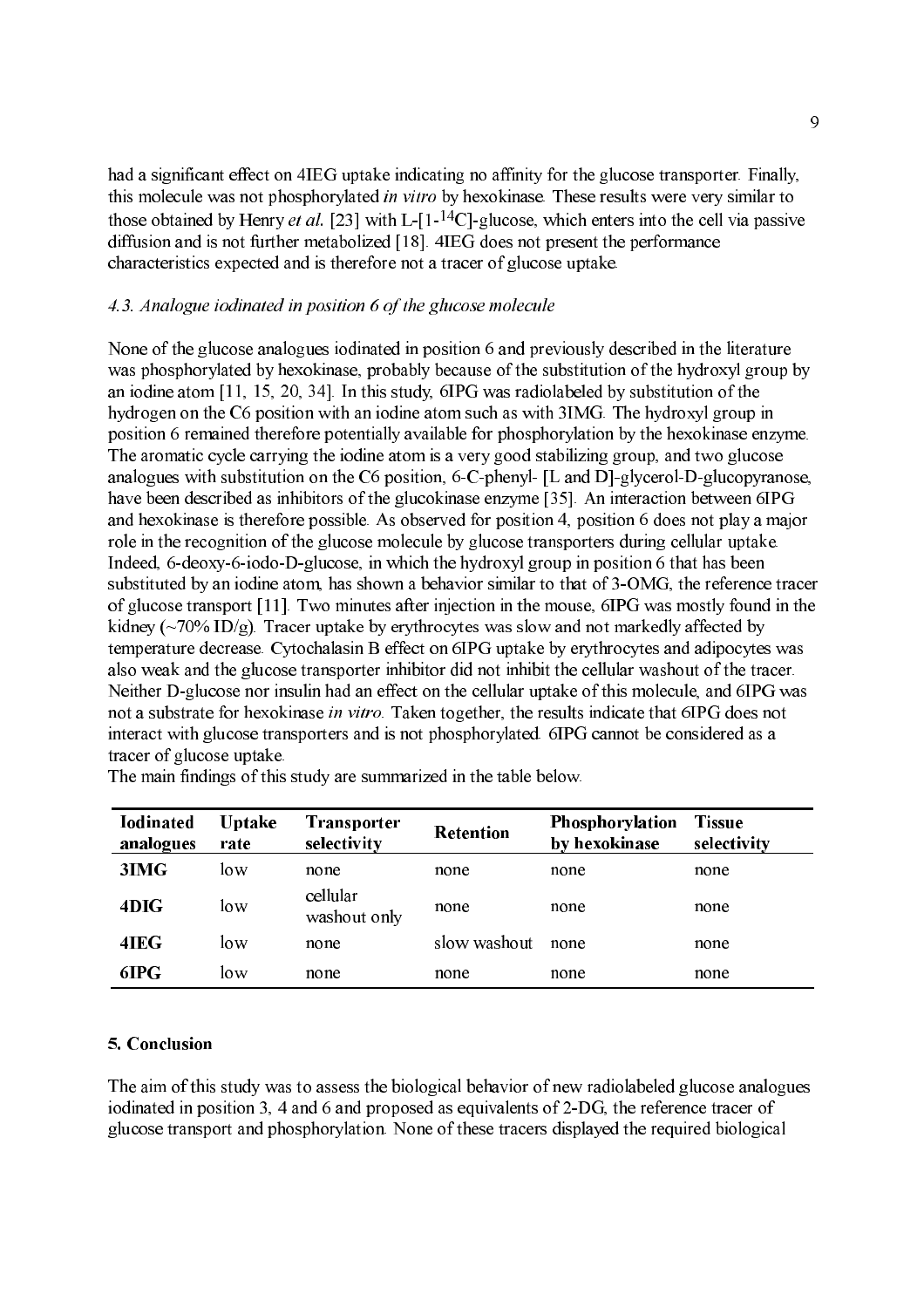had a significant effect on 4IEG uptake indicating no affinity for the glucose transporter. Finally, this molecule was not phosphorylated *in vitro* by hexokinase. These results were very similar to those obtained by Henry *et al.* [23] with L-[1-$^{14}$C]-glucose, which enters into the cell via passive diffusion and is not further metabolized [18]. 4IEG does not present the performance characteristics expected and is therefore not a tracer of glucose uptake.

### *4.3. Analogue iodinated in position 6 of the glucose molecule*

None of the glucose analogues iodinated in position 6 and previously described in the literature was phosphorylated by hexokinase, probably because of the substitution of the hydroxyl group by an iodine atom [11, 15, 20, 34]. In this study, 6IPG was radiolabeled by substitution of the hydrogen on the C6 position with an iodine atom such as with 3IMG. The hydroxyl group in position 6 remained therefore potentially available for phosphorylation by the hexokinase enzyme. The aromatic cycle carrying the iodine atom is a very good stabilizing group, and two glucose analogues with substitution on the C6 position, 6-C-phenyl- [L and D]-glycerol-D-glucopyranose, have been described as inhibitors of the glucokinase enzyme [35]. An interaction between 6IPG and hexokinase is therefore possible. As observed for position 4, position 6 does not play a major role in the recognition of the glucose molecule by glucose transporters during cellular uptake. Indeed, 6-deoxy-6-iodo-D-glucose, in which the hydroxyl group in position 6 that has been substituted by an iodine atom, has shown a behavior similar to that of 3-OMG, the reference tracer of glucose transport [11]. Two minutes after injection in the mouse, 6IPG was mostly found in the kidney (~70% ID/g). Tracer uptake by erythrocytes was slow and not markedly affected by temperature decrease. Cytochalasin B effect on 6IPG uptake by erythrocytes and adipocytes was also weak and the glucose transporter inhibitor did not inhibit the cellular washout of the tracer. Neither D-glucose nor insulin had an effect on the cellular uptake of this molecule, and 6IPG was not a substrate for hexokinase *in vitro*. Taken together, the results indicate that 6IPG does not interact with glucose transporters and is not phosphorylated. 6IPG cannot be considered as a tracer of glucose uptake.

The main findings of this study are summarized in the table below.

| Iodinated analogues | Uptake rate | Transporter selectivity | Retention | Phosphorylation by hexokinase | Tissue selectivity |
|---|---|---|---|---|---|
| **3IMG** | low | none | none | none | none |
| **4DIG** | low | cellular washout only | none | none | none |
| **4IEG** | low | none | slow washout | none | none |
| **6IPG** | low | none | none | none | none |

## 5. Conclusion

The aim of this study was to assess the biological behavior of new radiolabeled glucose analogues iodinated in position 3, 4 and 6 and proposed as equivalents of 2-DG, the reference tracer of glucose transport and phosphorylation. None of these tracers displayed the required biological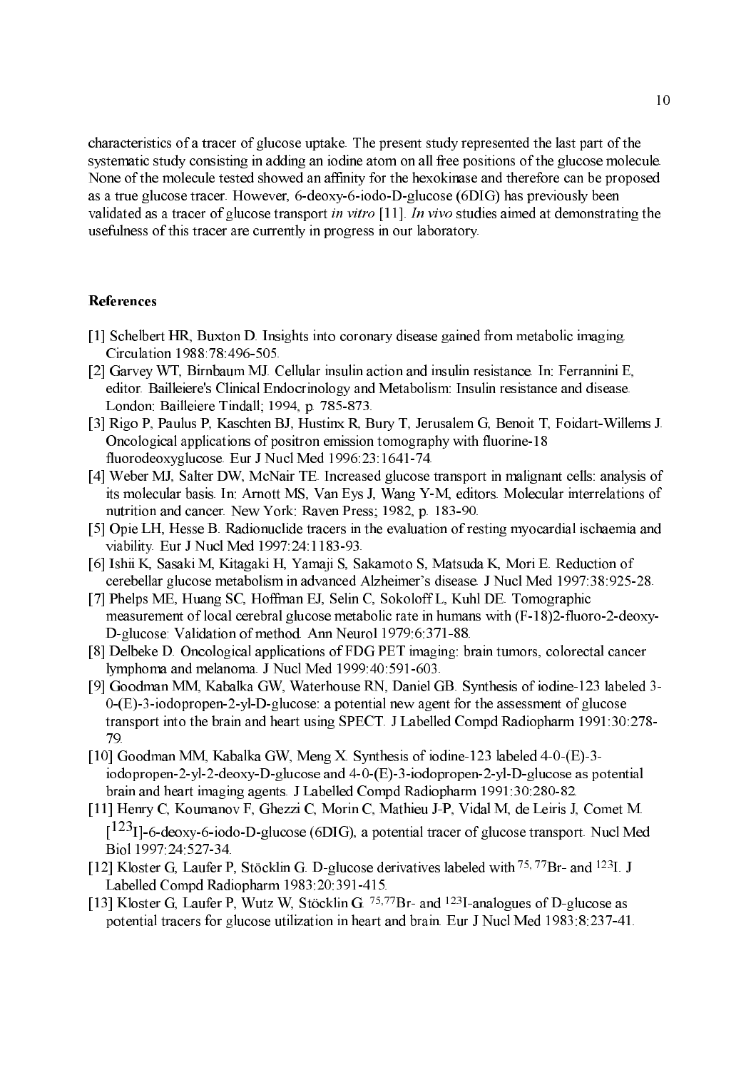characteristics of a tracer of glucose uptake. The present study represented the last part of the systematic study consisting in adding an iodine atom on all free positions of the glucose molecule. None of the molecule tested showed an affinity for the hexokinase and therefore can be proposed as a true glucose tracer. However, 6-deoxy-6-iodo-D-glucose (6DIG) has previously been validated as a tracer of glucose transport *in vitro* [11]. *In vivo* studies aimed at demonstrating the usefulness of this tracer are currently in progress in our laboratory.

**References**

[1] Schelbert HR, Buxton D. Insights into coronary disease gained from metabolic imaging. Circulation 1988:78:496-505.

[2] Garvey WT, Birnbaum MJ. Cellular insulin action and insulin resistance. In: Ferrannini E, editor. Bailleiere's Clinical Endocrinology and Metabolism: Insulin resistance and disease. London: Bailleiere Tindall; 1994, p. 785-873.

[3] Rigo P, Paulus P, Kaschten BJ, Hustinx R, Bury T, Jerusalem G, Benoit T, Foidart-Willems J. Oncological applications of positron emission tomography with fluorine-18 fluorodeoxyglucose. Eur J Nucl Med 1996:23:1641-74.

[4] Weber MJ, Salter DW, McNair TE. Increased glucose transport in malignant cells: analysis of its molecular basis. In: Arnott MS, Van Eys J, Wang Y-M, editors. Molecular interrelations of nutrition and cancer. New York: Raven Press; 1982, p. 183-90.

[5] Opie LH, Hesse B. Radionuclide tracers in the evaluation of resting myocardial ischaemia and viability. Eur J Nucl Med 1997:24:1183-93.

[6] Ishii K, Sasaki M, Kitagaki H, Yamaji S, Sakamoto S, Matsuda K, Mori E. Reduction of cerebellar glucose metabolism in advanced Alzheimer's disease. J Nucl Med 1997:38:925-28.

[7] Phelps ME, Huang SC, Hoffman EJ, Selin C, Sokoloff L, Kuhl DE. Tomographic measurement of local cerebral glucose metabolic rate in humans with (F-18)2-fluoro-2-deoxy-D-glucose: Validation of method. Ann Neurol 1979:6:371-88.

[8] Delbeke D. Oncological applications of FDG PET imaging: brain tumors, colorectal cancer lymphoma and melanoma. J Nucl Med 1999:40:591-603.

[9] Goodman MM, Kabalka GW, Waterhouse RN, Daniel GB. Synthesis of iodine-123 labeled 3-0-(E)-3-iodopropen-2-yl-D-glucose: a potential new agent for the assessment of glucose transport into the brain and heart using SPECT. J Labelled Compd Radiopharm 1991:30:278-79.

[10] Goodman MM, Kabalka GW, Meng X. Synthesis of iodine-123 labeled 4-0-(E)-3-iodopropen-2-yl-2-deoxy-D-glucose and 4-0-(E)-3-iodopropen-2-yl-D-glucose as potential brain and heart imaging agents. J Labelled Compd Radiopharm 1991:30:280-82.

[11] Henry C, Koumanov F, Ghezzi C, Morin C, Mathieu J-P, Vidal M, de Leiris J, Comet M. [$^{123}$I]-6-deoxy-6-iodo-D-glucose (6DIG), a potential tracer of glucose transport. Nucl Med Biol 1997:24:527-34.

[12] Kloster G, Laufer P, Stöcklin G. D-glucose derivatives labeled with $^{75,77}$Br- and $^{123}$I. J Labelled Compd Radiopharm 1983:20:391-415.

[13] Kloster G, Laufer P, Wutz W, Stöcklin G. $^{75,77}$Br- and $^{123}$I-analogues of D-glucose as potential tracers for glucose utilization in heart and brain. Eur J Nucl Med 1983:8:237-41.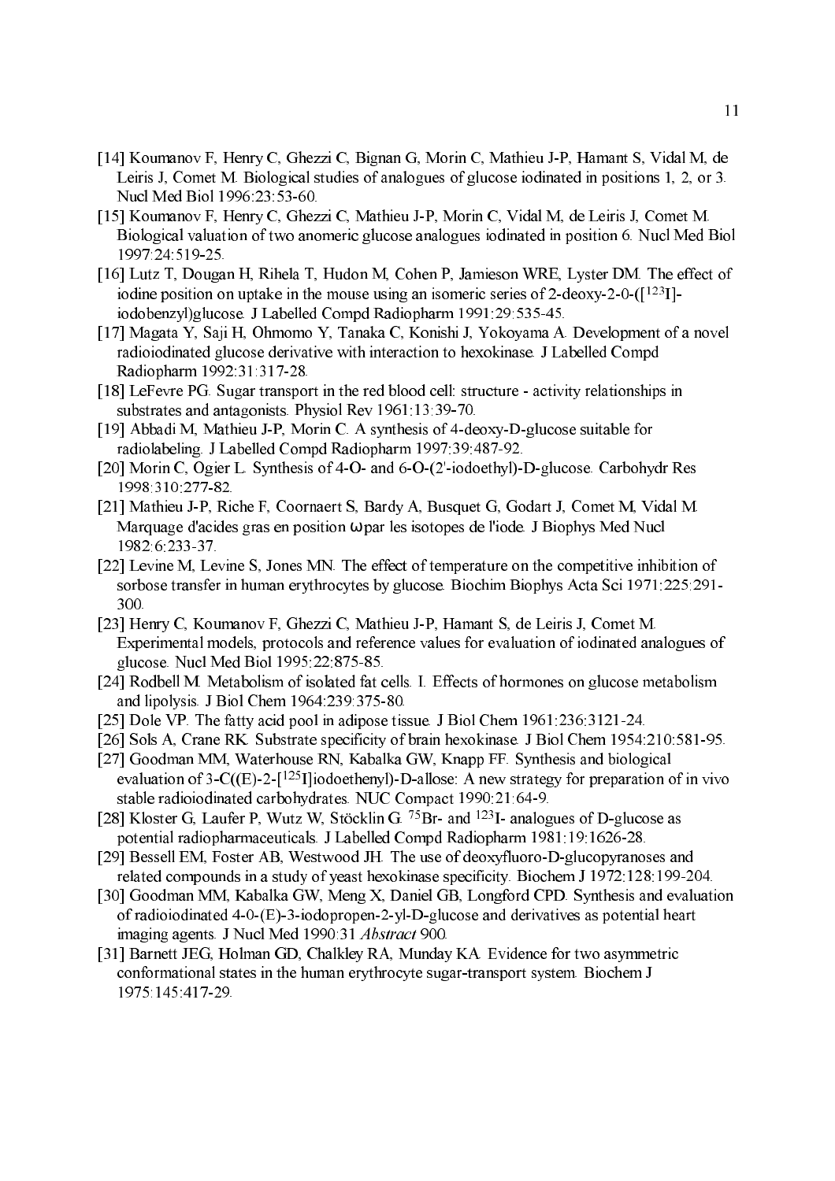[14] Koumanov F, Henry C, Ghezzi C, Bignan G, Morin C, Mathieu J-P, Hamant S, Vidal M, de Leiris J, Comet M. Biological studies of analogues of glucose iodinated in positions 1, 2, or 3. Nucl Med Biol 1996:23:53-60.

[15] Koumanov F, Henry C, Ghezzi C, Mathieu J-P, Morin C, Vidal M, de Leiris J, Comet M. Biological valuation of two anomeric glucose analogues iodinated in position 6. Nucl Med Biol 1997:24:519-25.

[16] Lutz T, Dougan H, Rihela T, Hudon M, Cohen P, Jamieson WRE, Lyster DM. The effect of iodine position on uptake in the mouse using an isomeric series of 2-deoxy-2-0-([$^{123}$I]-iodobenzyl)glucose. J Labelled Compd Radiopharm 1991:29:535-45.

[17] Magata Y, Saji H, Ohmomo Y, Tanaka C, Konishi J, Yokoyama A. Development of a novel radioiodinated glucose derivative with interaction to hexokinase. J Labelled Compd Radiopharm 1992:31:317-28.

[18] LeFevre PG. Sugar transport in the red blood cell: structure - activity relationships in substrates and antagonists. Physiol Rev 1961:13:39-70.

[19] Abbadi M, Mathieu J-P, Morin C. A synthesis of 4-deoxy-D-glucose suitable for radiolabeling. J Labelled Compd Radiopharm 1997:39:487-92.

[20] Morin C, Ogier L. Synthesis of 4-O- and 6-O-(2'-iodoethyl)-D-glucose. Carbohydr Res 1998:310:277-82.

[21] Mathieu J-P, Riche F, Coornaert S, Bardy A, Busquet G, Godart J, Comet M, Vidal M. Marquage d'acides gras en position ω par les isotopes de l'iode. J Biophys Med Nucl 1982:6:233-37.

[22] Levine M, Levine S, Jones MN. The effect of temperature on the competitive inhibition of sorbose transfer in human erythrocytes by glucose. Biochim Biophys Acta Sci 1971:225:291-300.

[23] Henry C, Koumanov F, Ghezzi C, Mathieu J-P, Hamant S, de Leiris J, Comet M. Experimental models, protocols and reference values for evaluation of iodinated analogues of glucose. Nucl Med Biol 1995:22:875-85.

[24] Rodbell M. Metabolism of isolated fat cells. I. Effects of hormones on glucose metabolism and lipolysis. J Biol Chem 1964:239:375-80.

[25] Dole VP. The fatty acid pool in adipose tissue. J Biol Chem 1961:236:3121-24.

[26] Sols A, Crane RK. Substrate specificity of brain hexokinase. J Biol Chem 1954:210:581-95.

[27] Goodman MM, Waterhouse RN, Kabalka GW, Knapp FF. Synthesis and biological evaluation of 3-C((E)-2-[$^{125}$I]iodoethenyl)-D-allose: A new strategy for preparation of in vivo stable radioiodinated carbohydrates. NUC Compact 1990:21:64-9.

[28] Kloster G, Laufer P, Wutz W, Stöcklin G. $^{75}$Br- and $^{123}$I- analogues of D-glucose as potential radiopharmaceuticals. J Labelled Compd Radiopharm 1981:19:1626-28.

[29] Bessell EM, Foster AB, Westwood JH. The use of deoxyfluoro-D-glucopyranoses and related compounds in a study of yeast hexokinase specificity. Biochem J 1972:128:199-204.

[30] Goodman MM, Kabalka GW, Meng X, Daniel GB, Longford CPD. Synthesis and evaluation of radioiodinated 4-0-(E)-3-iodopropen-2-yl-D-glucose and derivatives as potential heart imaging agents. J Nucl Med 1990:31 *Abstract* 900.

[31] Barnett JEG, Holman GD, Chalkley RA, Munday KA. Evidence for two asymmetric conformational states in the human erythrocyte sugar-transport system. Biochem J 1975:145:417-29.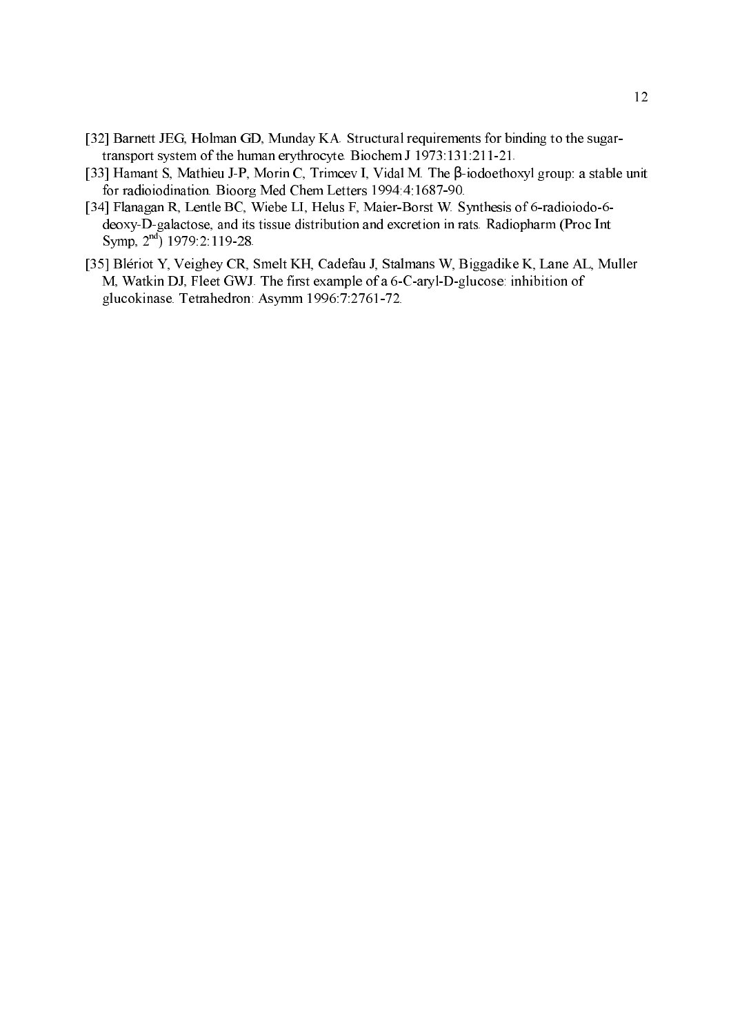[32] Barnett JEG, Holman GD, Munday KA. Structural requirements for binding to the sugar-transport system of the human erythrocyte. Biochem J 1973:131:211-21.

[33] Hamant S, Mathieu J-P, Morin C, Trimcev I, Vidal M. The β-iodoethoxyl group: a stable unit for radioiodination. Bioorg Med Chem Letters 1994:4:1687-90.

[34] Flanagan R, Lentle BC, Wiebe LI, Helus F, Maier-Borst W. Synthesis of 6-radioiodo-6-deoxy-D-galactose, and its tissue distribution and excretion in rats. Radiopharm (Proc Int Symp, 2nd) 1979:2:119-28.

[35] Blériot Y, Veighey CR, Smelt KH, Cadefau J, Stalmans W, Biggadike K, Lane AL, Muller M, Watkin DJ, Fleet GWJ. The first example of a 6-C-aryl-D-glucose: inhibition of glucokinase. Tetrahedron: Asymm 1996:7:2761-72.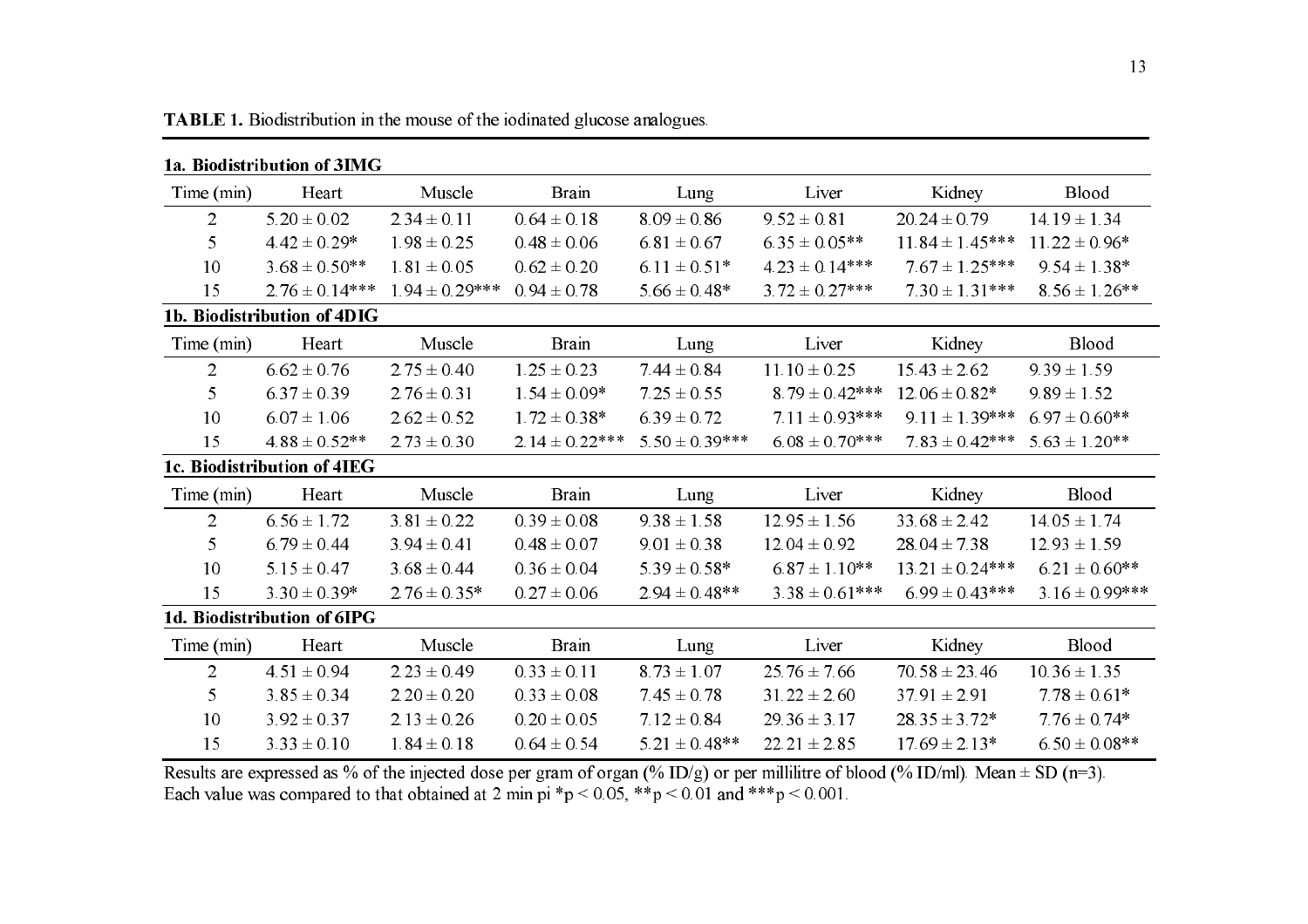**TABLE 1.** Biodistribution in the mouse of the iodinated glucose analogues.

**1a. Biodistribution of 3IMG**

| Time (min) | Heart | Muscle | Brain | Lung | Liver | Kidney | Blood |
|---|---|---|---|---|---|---|---|
| 2 | 5.20 ± 0.02 | 2.34 ± 0.11 | 0.64 ± 0.18 | 8.09 ± 0.86 | 9.52 ± 0.81 | 20.24 ± 0.79 | 14.19 ± 1.34 |
| 5 | 4.42 ± 0.29* | 1.98 ± 0.25 | 0.48 ± 0.06 | 6.81 ± 0.67 | 6.35 ± 0.05** | 11.84 ± 1.45*** | 11.22 ± 0.96* |
| 10 | 3.68 ± 0.50** | 1.81 ± 0.05 | 0.62 ± 0.20 | 6.11 ± 0.51* | 4.23 ± 0.14*** | 7.67 ± 1.25*** | 9.54 ± 1.38* |
| 15 | 2.76 ± 0.14*** | 1.94 ± 0.29*** | 0.94 ± 0.78 | 5.66 ± 0.48* | 3.72 ± 0.27*** | 7.30 ± 1.31*** | 8.56 ± 1.26** |

**1b. Biodistribution of 4DIG**

| Time (min) | Heart | Muscle | Brain | Lung | Liver | Kidney | Blood |
|---|---|---|---|---|---|---|---|
| 2 | 6.62 ± 0.76 | 2.75 ± 0.40 | 1.25 ± 0.23 | 7.44 ± 0.84 | 11.10 ± 0.25 | 15.43 ± 2.62 | 9.39 ± 1.59 |
| 5 | 6.37 ± 0.39 | 2.76 ± 0.31 | 1.54 ± 0.09* | 7.25 ± 0.55 | 8.79 ± 0.42*** | 12.06 ± 0.82* | 9.89 ± 1.52 |
| 10 | 6.07 ± 1.06 | 2.62 ± 0.52 | 1.72 ± 0.38* | 6.39 ± 0.72 | 7.11 ± 0.93*** | 9.11 ± 1.39*** | 6.97 ± 0.60** |
| 15 | 4.88 ± 0.52** | 2.73 ± 0.30 | 2.14 ± 0.22*** | 5.50 ± 0.39*** | 6.08 ± 0.70*** | 7.83 ± 0.42*** | 5.63 ± 1.20** |

**1c. Biodistribution of 4IEG**

| Time (min) | Heart | Muscle | Brain | Lung | Liver | Kidney | Blood |
|---|---|---|---|---|---|---|---|
| 2 | 6.56 ± 1.72 | 3.81 ± 0.22 | 0.39 ± 0.08 | 9.38 ± 1.58 | 12.95 ± 1.56 | 33.68 ± 2.42 | 14.05 ± 1.74 |
| 5 | 6.79 ± 0.44 | 3.94 ± 0.41 | 0.48 ± 0.07 | 9.01 ± 0.38 | 12.04 ± 0.92 | 28.04 ± 7.38 | 12.93 ± 1.59 |
| 10 | 5.15 ± 0.47 | 3.68 ± 0.44 | 0.36 ± 0.04 | 5.39 ± 0.58* | 6.87 ± 1.10** | 13.21 ± 0.24*** | 6.21 ± 0.60** |
| 15 | 3.30 ± 0.39* | 2.76 ± 0.35* | 0.27 ± 0.06 | 2.94 ± 0.48** | 3.38 ± 0.61*** | 6.99 ± 0.43*** | 3.16 ± 0.99*** |

**1d. Biodistribution of 6IPG**

| Time (min) | Heart | Muscle | Brain | Lung | Liver | Kidney | Blood |
|---|---|---|---|---|---|---|---|
| 2 | 4.51 ± 0.94 | 2.23 ± 0.49 | 0.33 ± 0.11 | 8.73 ± 1.07 | 25.76 ± 7.66 | 70.58 ± 23.46 | 10.36 ± 1.35 |
| 5 | 3.85 ± 0.34 | 2.20 ± 0.20 | 0.33 ± 0.08 | 7.45 ± 0.78 | 31.22 ± 2.60 | 37.91 ± 2.91 | 7.78 ± 0.61* |
| 10 | 3.92 ± 0.37 | 2.13 ± 0.26 | 0.20 ± 0.05 | 7.12 ± 0.84 | 29.36 ± 3.17 | 28.35 ± 3.72* | 7.76 ± 0.74* |
| 15 | 3.33 ± 0.10 | 1.84 ± 0.18 | 0.64 ± 0.54 | 5.21 ± 0.48** | 22.21 ± 2.85 | 17.69 ± 2.13* | 6.50 ± 0.08** |

Results are expressed as % of the injected dose per gram of organ (% ID/g) or per millilitre of blood (% ID/ml). Mean ± SD (n=3). Each value was compared to that obtained at 2 min pi *$p < 0.05$, **$p < 0.01$ and ***$p < 0.001$.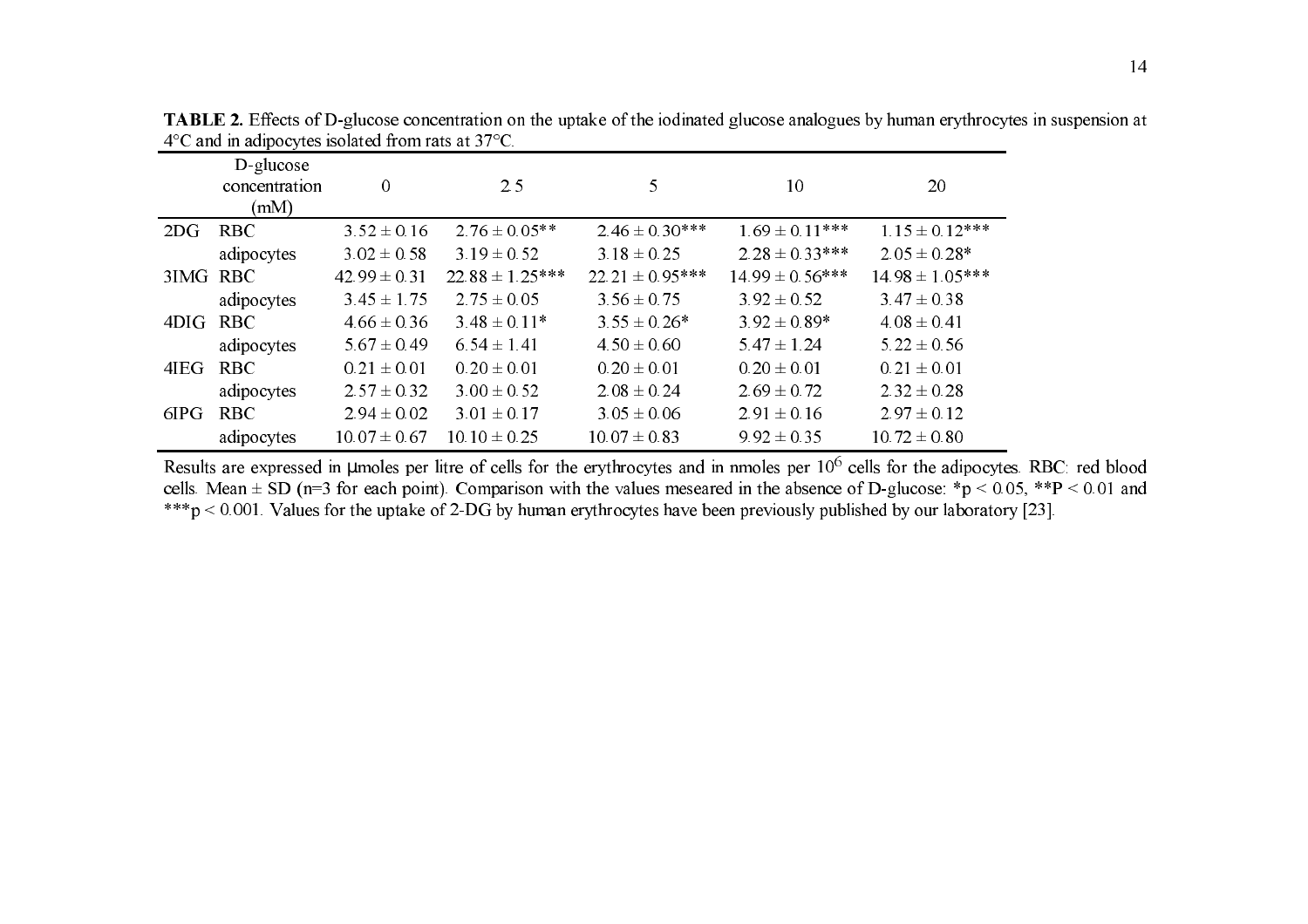**TABLE 2.** Effects of D-glucose concentration on the uptake of the iodinated glucose analogues by human erythrocytes in suspension at 4°C and in adipocytes isolated from rats at 37°C.

| | D-glucose concentration (mM) | 0 | 2.5 | 5 | 10 | 20 |
|---|---|---|---|---|---|---|
| 2DG | RBC | 3.52 ± 0.16 | 2.76 ± 0.05** | 2.46 ± 0.30*** | 1.69 ± 0.11*** | 1.15 ± 0.12*** |
| | adipocytes | 3.02 ± 0.58 | 3.19 ± 0.52 | 3.18 ± 0.25 | 2.28 ± 0.33*** | 2.05 ± 0.28* |
| 3IMG | RBC | 42.99 ± 0.31 | 22.88 ± 1.25*** | 22.21 ± 0.95*** | 14.99 ± 0.56*** | 14.98 ± 1.05*** |
| | adipocytes | 3.45 ± 1.75 | 2.75 ± 0.05 | 3.56 ± 0.75 | 3.92 ± 0.52 | 3.47 ± 0.38 |
| 4DIG | RBC | 4.66 ± 0.36 | 3.48 ± 0.11* | 3.55 ± 0.26* | 3.92 ± 0.89* | 4.08 ± 0.41 |
| | adipocytes | 5.67 ± 0.49 | 6.54 ± 1.41 | 4.50 ± 0.60 | 5.47 ± 1.24 | 5.22 ± 0.56 |
| 4IEG | RBC | 0.21 ± 0.01 | 0.20 ± 0.01 | 0.20 ± 0.01 | 0.20 ± 0.01 | 0.21 ± 0.01 |
| | adipocytes | 2.57 ± 0.32 | 3.00 ± 0.52 | 2.08 ± 0.24 | 2.69 ± 0.72 | 2.32 ± 0.28 |
| 6IPG | RBC | 2.94 ± 0.02 | 3.01 ± 0.17 | 3.05 ± 0.06 | 2.91 ± 0.16 | 2.97 ± 0.12 |
| | adipocytes | 10.07 ± 0.67 | 10.10 ± 0.25 | 10.07 ± 0.83 | 9.92 ± 0.35 | 10.72 ± 0.80 |

Results are expressed in μmoles per litre of cells for the erythrocytes and in nmoles per $10^6$ cells for the adipocytes. RBC: red blood cells. Mean ± SD (n=3 for each point). Comparison with the values meseared in the absence of D-glucose: *$p < 0.05$, **$P < 0.01$ and ***$p < 0.001$. Values for the uptake of 2-DG by human erythrocytes have been previously published by our laboratory [23].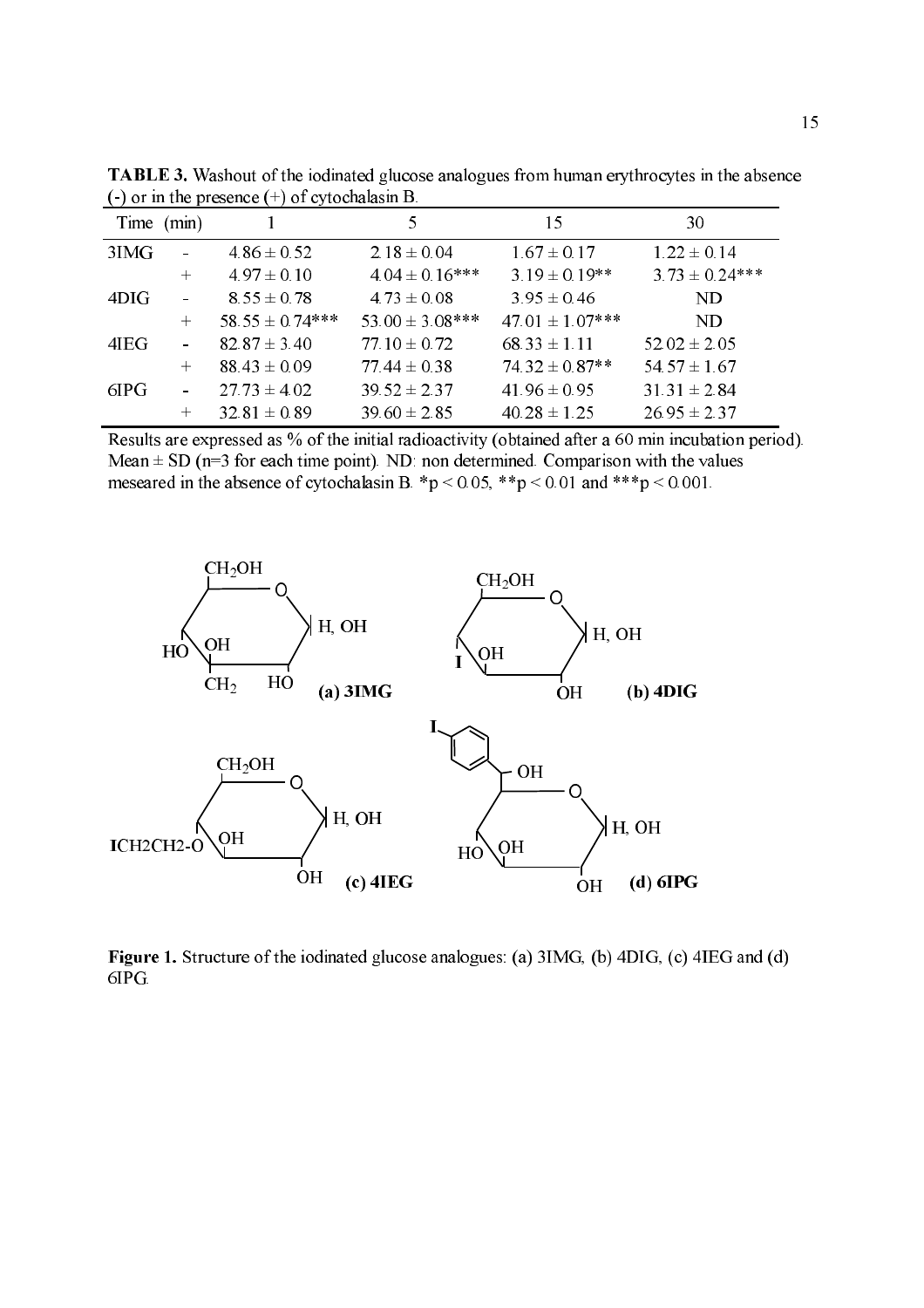**TABLE 3.** Washout of the iodinated glucose analogues from human erythrocytes in the absence (-) or in the presence (+) of cytochalasin B.

| Time | (min) | 1 | 5 | 15 | 30 |
|---|---|---|---|---|---|
| 3IMG | - | 4.86 ± 0.52 | 2.18 ± 0.04 | 1.67 ± 0.17 | 1.22 ± 0.14 |
| | + | 4.97 ± 0.10 | 4.04 ± 0.16*** | 3.19 ± 0.19** | 3.73 ± 0.24*** |
| 4DIG | - | 8.55 ± 0.78 | 4.73 ± 0.08 | 3.95 ± 0.46 | ND |
| | + | 58.55 ± 0.74*** | 53.00 ± 3.08*** | 47.01 ± 1.07*** | ND |
| 4IEG | - | 82.87 ± 3.40 | 77.10 ± 0.72 | 68.33 ± 1.11 | 52.02 ± 2.05 |
| | + | 88.43 ± 0.09 | 77.44 ± 0.38 | 74.32 ± 0.87** | 54.57 ± 1.67 |
| 6IPG | - | 27.73 ± 4.02 | 39.52 ± 2.37 | 41.96 ± 0.95 | 31.31 ± 2.84 |
| | + | 32.81 ± 0.89 | 39.60 ± 2.85 | 40.28 ± 1.25 | 26.95 ± 2.37 |

Results are expressed as % of the initial radioactivity (obtained after a 60 min incubation period). Mean ± SD (n=3 for each time point). ND: non determined. Comparison with the values meseared in the absence of cytochalasin B. *p < 0.05, **p < 0.01 and ***p < 0.001.

**Figure 1.** Structure of the iodinated glucose analogues: (a) 3IMG, (b) 4DIG, (c) 4IEG and (d) 6IPG.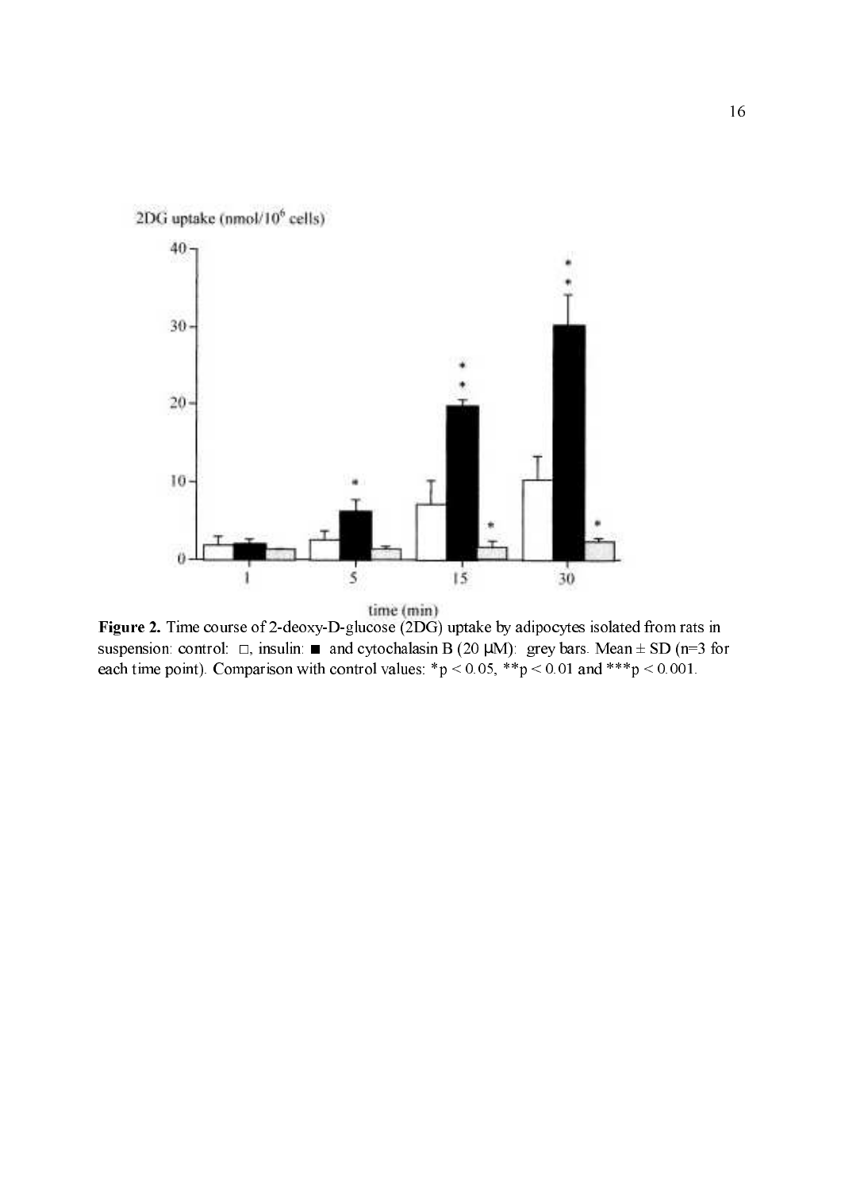**Figure 2.** Time course of 2-deoxy-D-glucose (2DG) uptake by adipocytes isolated from rats in suspension: control: □, insulin: ■ and cytochalasin B (20 μM): grey bars. Mean ± SD (n=3 for each time point). Comparison with control values: *$p < 0.05$, **$p < 0.01$ and ***$p < 0.001$.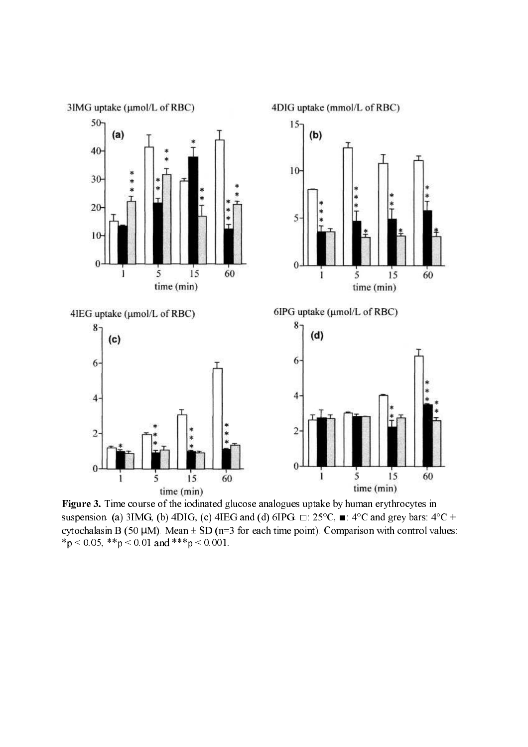**Figure 3.** Time course of the iodinated glucose analogues uptake by human erythrocytes in suspension. (a) 3IMG, (b) 4DIG, (c) 4IEG and (d) 6IPG. □: 25°C, ■: 4°C and grey bars: 4°C + cytochalasin B (50 μM). Mean ± SD (n=3 for each time point). Comparison with control values: *p < 0.05, **p < 0.01 and ***p < 0.001.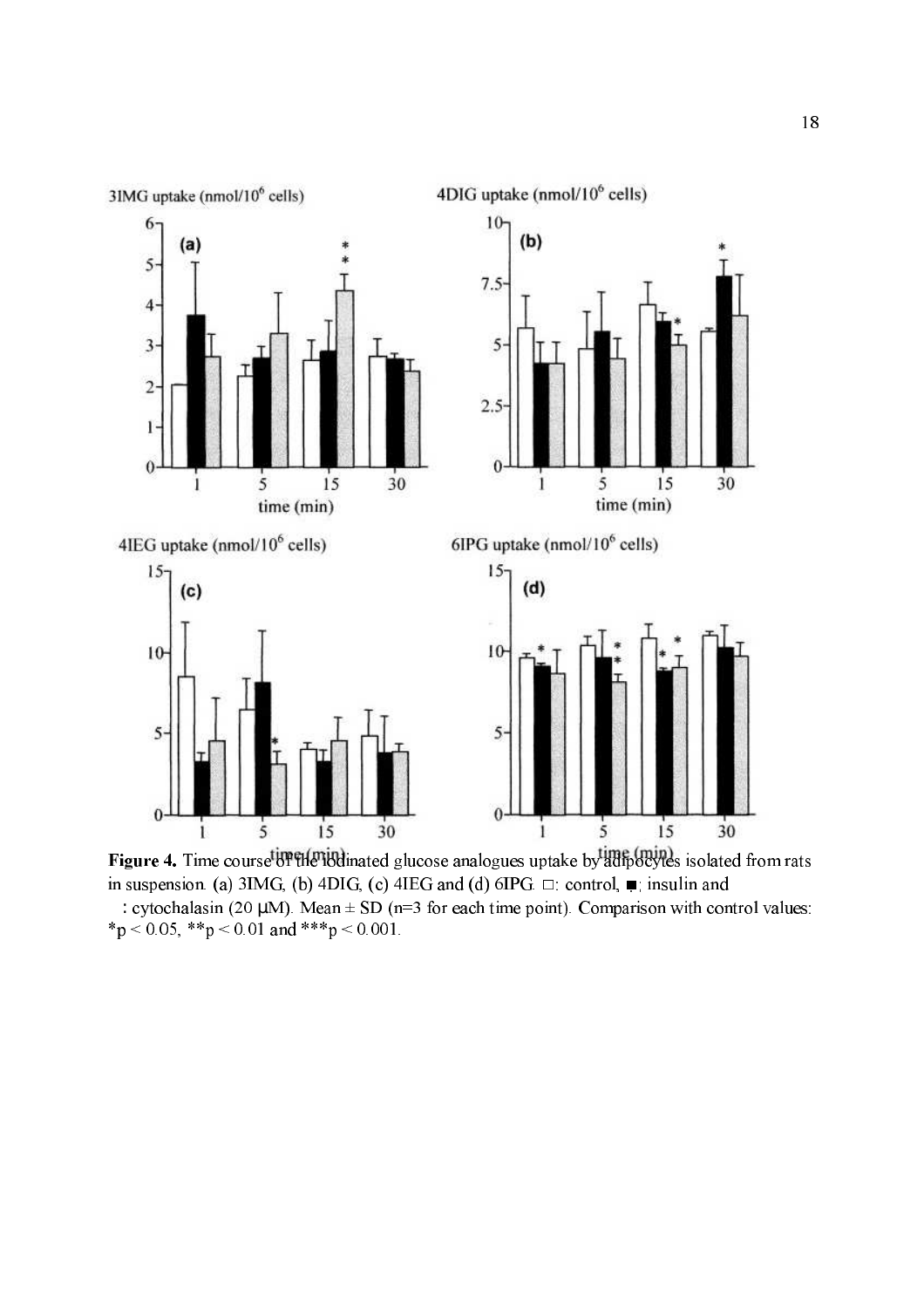3IMG uptake (nmol/10$^6$ cells)

(a)

6
5
4
3
2
1
0

1 5 15 30

time (min)

4DIG uptake (nmol/10$^6$ cells)

(b)

10
7.5
5
2.5
0

1 5 15 30

time (min)

4IEG uptake (nmol/10$^6$ cells)

(c)

15
10
5
0

1 5 15 30

time (min)

6IPG uptake (nmol/10$^6$ cells)

(d)

15
10
5
0

1 5 15 30

time (min)

**Figure 4.** Time course of the iodinated glucose analogues uptake by adipocytes isolated from rats in suspension. (a) 3IMG, (b) 4DIG, (c) 4IEG and (d) 6IPG. □: control, ■: insulin and : cytochalasin (20 μM). Mean ± SD (n=3 for each time point). Comparison with control values: *p < 0.05, **p < 0.01 and ***p < 0.001.